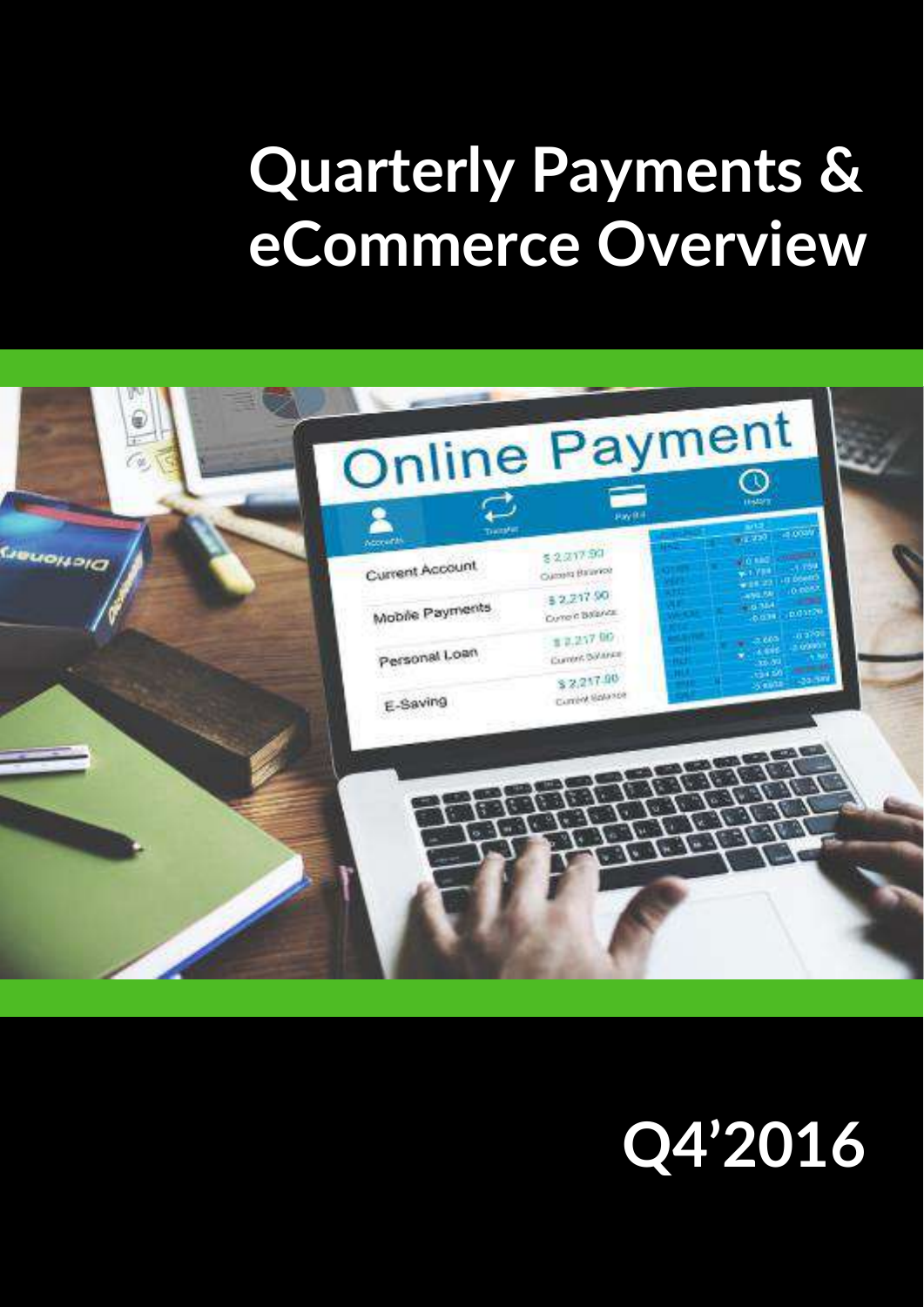# Quarterly Payments & eCommerce Overview

Q4'2016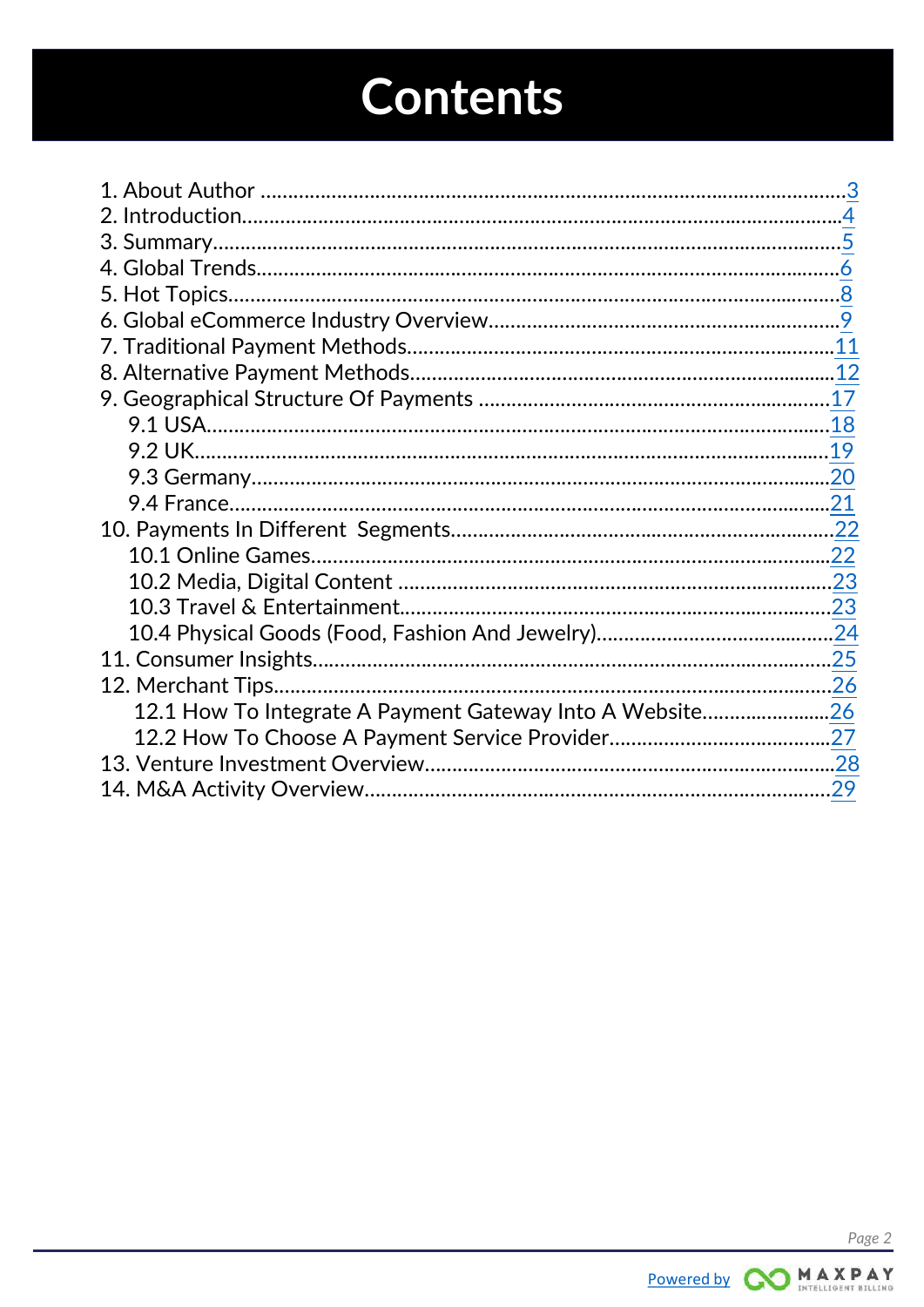# Contents

1. About Author .......... 3
2. Introduction .......... 4
3. Summary .......... 5
4. Global Trends .......... 6
5. Hot Topics .......... 8
6. Global eCommerce Industry Overview .......... 9
7. Traditional Payment Methods .......... 11
8. Alternative Payment Methods .......... 12
9. Geographical Structure Of Payments .......... 17
    - 9.1 USA .......... 18
    - 9.2 UK .......... 19
    - 9.3 Germany .......... 20
    - 9.4 France .......... 21
10. Payments In Different Segments .......... 22
    - 10.1 Online Games .......... 22
    - 10.2 Media, Digital Content .......... 23
    - 10.3 Travel & Entertainment .......... 23
    - 10.4 Physical Goods (Food, Fashion And Jewelry) .......... 24
11. Consumer Insights .......... 25
12. Merchant Tips .......... 26
    - 12.1 How To Integrate A Payment Gateway Into A Website .......... 26
    - 12.2 How To Choose A Payment Service Provider .......... 27
13. Venture Investment Overview .......... 28
14. M&A Activity Overview .......... 29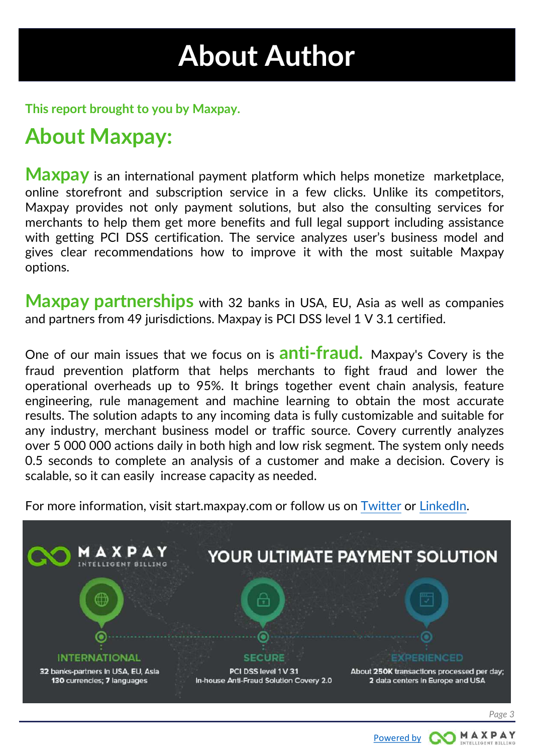# About Author

This report brought to you by Maxpay.

## About Maxpay:

**Maxpay** is an international payment platform which helps monetize marketplace, online storefront and subscription service in a few clicks. Unlike its competitors, Maxpay provides not only payment solutions, but also the consulting services for merchants to help them get more benefits and full legal support including assistance with getting PCI DSS certification. The service analyzes user's business model and gives clear recommendations how to improve it with the most suitable Maxpay options.

**Maxpay partnerships** with 32 banks in USA, EU, Asia as well as companies and partners from 49 jurisdictions. Maxpay is PCI DSS level 1 V 3.1 certified.

One of our main issues that we focus on is **anti-fraud.** Maxpay's Covery is the fraud prevention platform that helps merchants to fight fraud and lower the operational overheads up to 95%. It brings together event chain analysis, feature engineering, rule management and machine learning to obtain the most accurate results. The solution adapts to any incoming data is fully customizable and suitable for any industry, merchant business model or traffic source. Covery currently analyzes over 5 000 000 actions daily in both high and low risk segment. The system only needs 0.5 seconds to complete an analysis of a customer and make a decision. Covery is scalable, so it can easily increase capacity as needed.

For more information, visit start.maxpay.com or follow us on Twitter or LinkedIn.

MAXPAY INTELLIGENT BILLING

YOUR ULTIMATE PAYMENT SOLUTION

**INTERNATIONAL**
**32** banks-partners in USA, EU, Asia
**130** currencies; **7** languages

**SECURE**
PCI DSS level 1 V 31
In-house Anti-Fraud Solution Covery 2.0

**EXPERIENCED**
About **250K** transactions processed per day;
**2** data centers in Europe and USA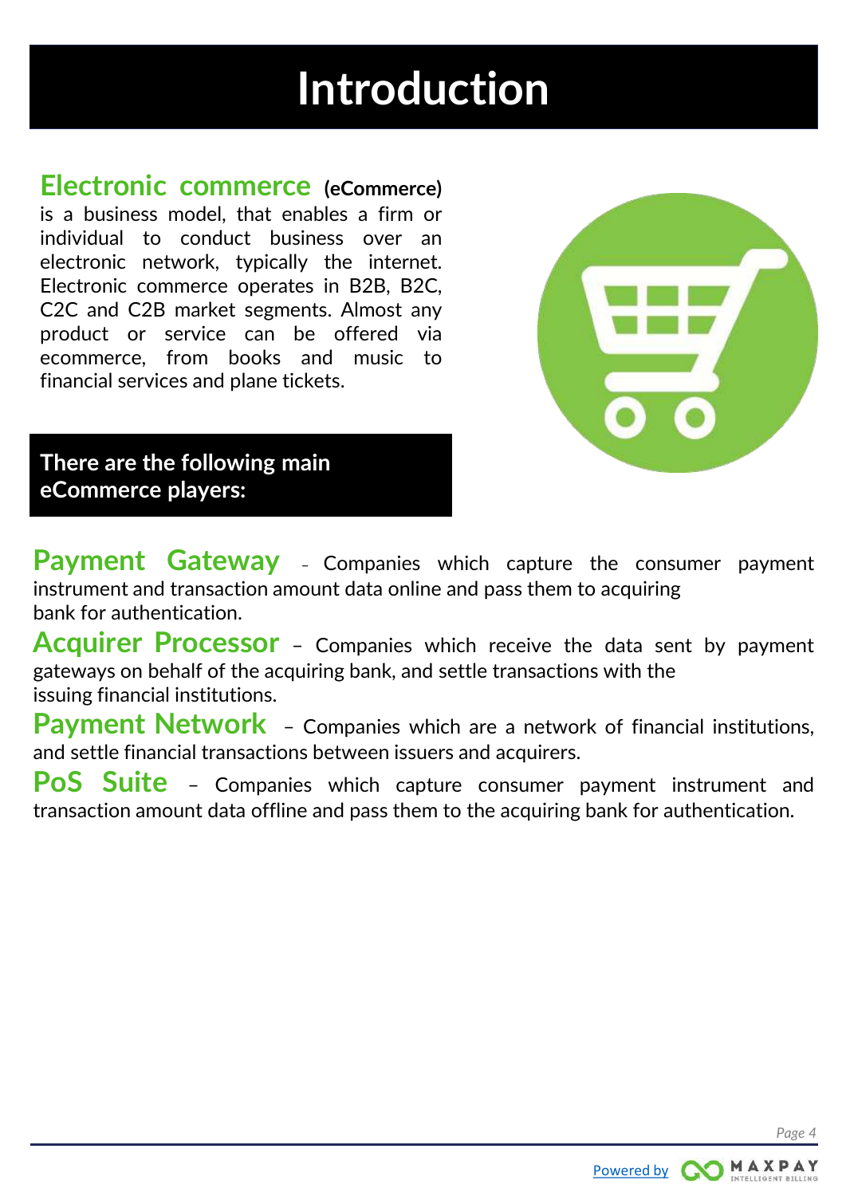# Introduction

**Electronic commerce (eCommerce)** is a business model, that enables a firm or individual to conduct business over an electronic network, typically the internet. Electronic commerce operates in B2B, B2C, C2C and C2B market segments. Almost any product or service can be offered via ecommerce, from books and music to financial services and plane tickets.

## There are the following main eCommerce players:

**Payment Gateway** – Companies which capture the consumer payment instrument and transaction amount data online and pass them to acquiring bank for authentication.

**Acquirer Processor** – Companies which receive the data sent by payment gateways on behalf of the acquiring bank, and settle transactions with the issuing financial institutions.

**Payment Network** – Companies which are a network of financial institutions, and settle financial transactions between issuers and acquirers.

**PoS Suite** – Companies which capture consumer payment instrument and transaction amount data offline and pass them to the acquiring bank for authentication.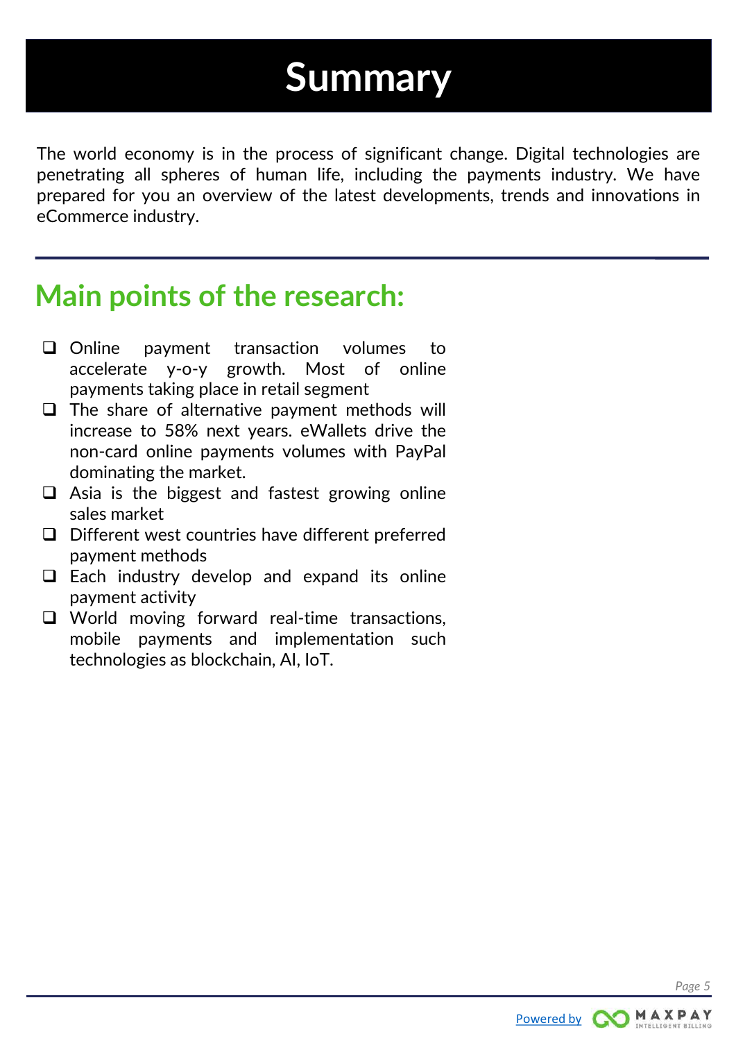# Summary

The world economy is in the process of significant change. Digital technologies are penetrating all spheres of human life, including the payments industry. We have prepared for you an overview of the latest developments, trends and innovations in eCommerce industry.

## Main points of the research:

- Online payment transaction volumes to accelerate y-o-y growth. Most of online payments taking place in retail segment
- The share of alternative payment methods will increase to 58% next years. eWallets drive the non-card online payments volumes with PayPal dominating the market.
- Asia is the biggest and fastest growing online sales market
- Different west countries have different preferred payment methods
- Each industry develop and expand its online payment activity
- World moving forward real-time transactions, mobile payments and implementation such technologies as blockchain, AI, IoT.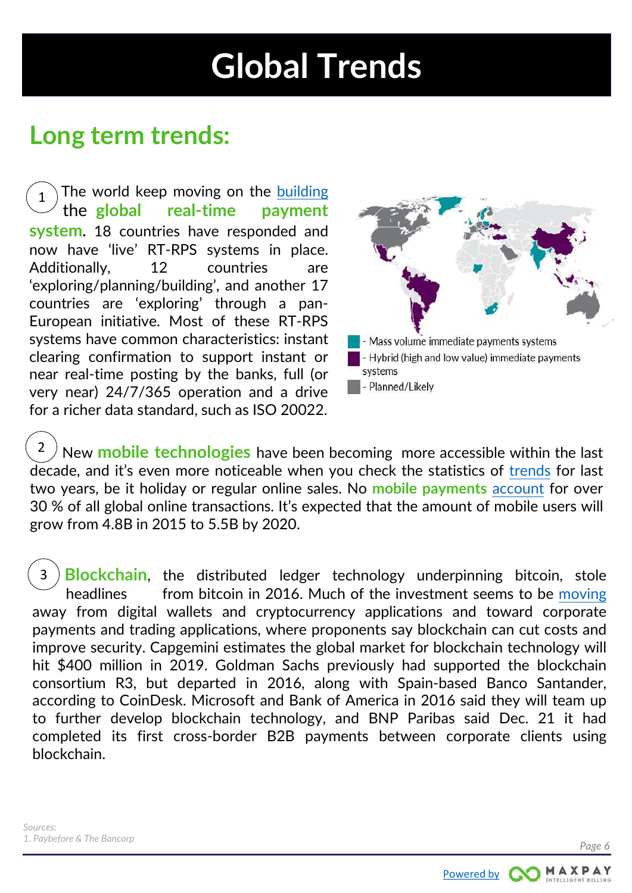# Global Trends

## Long term trends:

1. The world keep moving on the building the **global real-time payment system.** 18 countries have responded and now have 'live' RT-RPS systems in place. Additionally, 12 countries are 'exploring/planning/building', and another 17 countries are 'exploring' through a pan-European initiative. Most of these RT-RPS systems have common characteristics: instant clearing confirmation to support instant or near real-time posting by the banks, full (or very near) 24/7/365 operation and a drive for a richer data standard, such as ISO 20022.

- Mass volume immediate payments systems
- Hybrid (high and low value) immediate payments systems
- Planned/Likely

2. New **mobile technologies** have been becoming more accessible within the last decade, and it's even more noticeable when you check the statistics of trends for last two years, be it holiday or regular online sales. No **mobile payments** account for over 30 % of all global online transactions. It's expected that the amount of mobile users will grow from 4.8B in 2015 to 5.5B by 2020.

3. **Blockchain**, the distributed ledger technology underpinning bitcoin, stole headlines from bitcoin in 2016. Much of the investment seems to be moving away from digital wallets and cryptocurrency applications and toward corporate payments and trading applications, where proponents say blockchain can cut costs and improve security. Capgemini estimates the global market for blockchain technology will hit $400 million in 2019. Goldman Sachs previously had supported the blockchain consortium R3, but departed in 2016, along with Spain-based Banco Santander, according to CoinDesk. Microsoft and Bank of America in 2016 said they will team up to further develop blockchain technology, and BNP Paribas said Dec. 21 it had completed its first cross-border B2B payments between corporate clients using blockchain.

*Sources:*
*1. Paybefore & The Bancorp*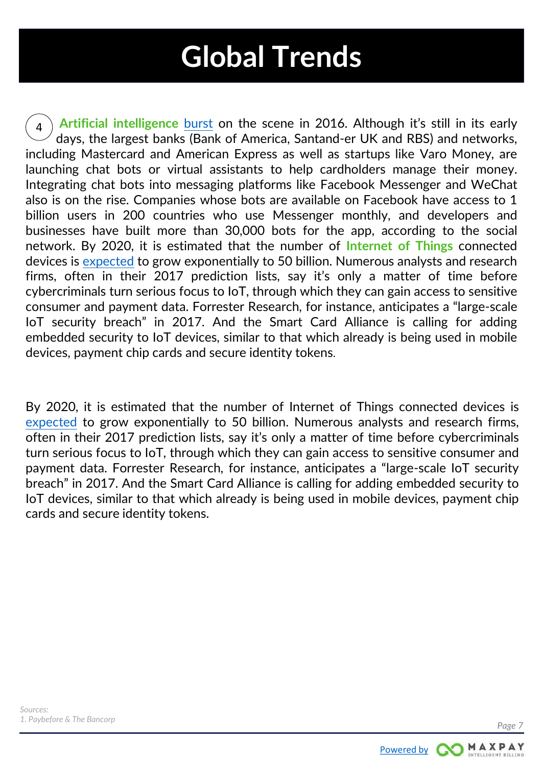# Global Trends

4 **Artificial intelligence** [burst]() on the scene in 2016. Although it's still in its early days, the largest banks (Bank of America, Santand-er UK and RBS) and networks, including Mastercard and American Express as well as startups like Varo Money, are launching chat bots or virtual assistants to help cardholders manage their money. Integrating chat bots into messaging platforms like Facebook Messenger and WeChat also is on the rise. Companies whose bots are available on Facebook have access to 1 billion users in 200 countries who use Messenger monthly, and developers and businesses have built more than 30,000 bots for the app, according to the social network. By 2020, it is estimated that the number of **Internet of Things** connected devices is [expected]() to grow exponentially to 50 billion. Numerous analysts and research firms, often in their 2017 prediction lists, say it's only a matter of time before cybercriminals turn serious focus to IoT, through which they can gain access to sensitive consumer and payment data. Forrester Research, for instance, anticipates a "large-scale IoT security breach" in 2017. And the Smart Card Alliance is calling for adding embedded security to IoT devices, similar to that which already is being used in mobile devices, payment chip cards and secure identity tokens.

By 2020, it is estimated that the number of Internet of Things connected devices is [expected]() to grow exponentially to 50 billion. Numerous analysts and research firms, often in their 2017 prediction lists, say it's only a matter of time before cybercriminals turn serious focus to IoT, through which they can gain access to sensitive consumer and payment data. Forrester Research, for instance, anticipates a "large-scale IoT security breach" in 2017. And the Smart Card Alliance is calling for adding embedded security to IoT devices, similar to that which already is being used in mobile devices, payment chip cards and secure identity tokens.

*Sources:*
*1. Paybefore & The Bancorp*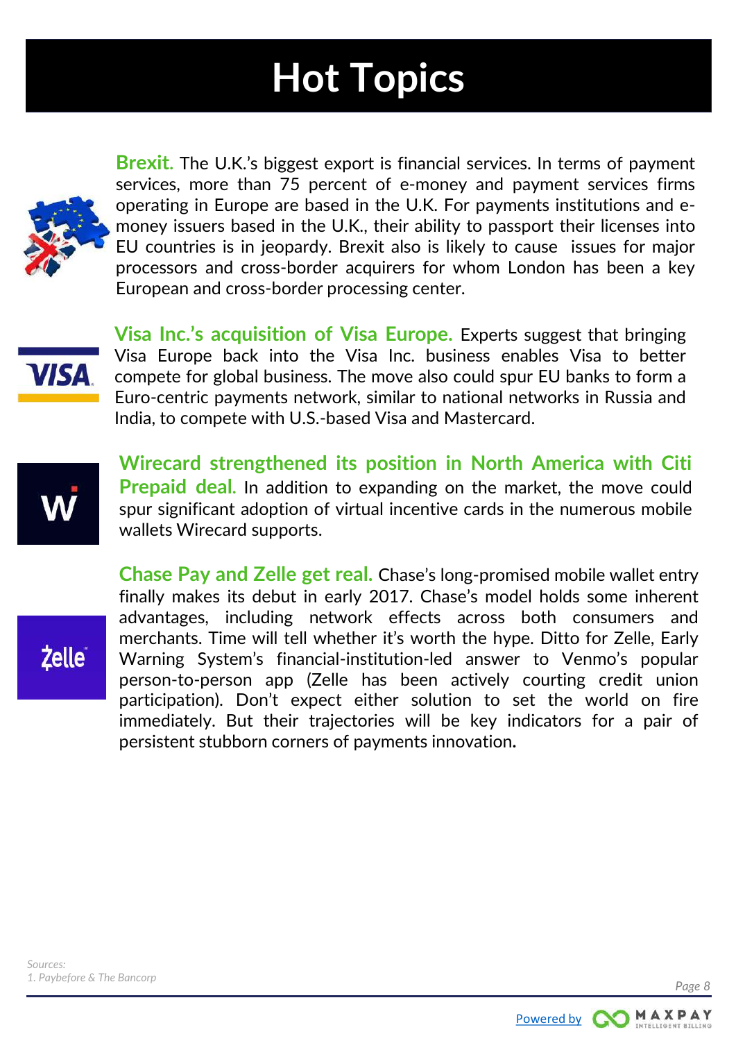# Hot Topics

**Brexit.** The U.K.'s biggest export is financial services. In terms of payment services, more than 75 percent of e-money and payment services firms operating in Europe are based in the U.K. For payments institutions and e-money issuers based in the U.K., their ability to passport their licenses into EU countries is in jeopardy. Brexit also is likely to cause issues for major processors and cross-border acquirers for whom London has been a key European and cross-border processing center.

**Visa Inc.'s acquisition of Visa Europe.** Experts suggest that bringing Visa Europe back into the Visa Inc. business enables Visa to better compete for global business. The move also could spur EU banks to form a Euro-centric payments network, similar to national networks in Russia and India, to compete with U.S.-based Visa and Mastercard.

**Wirecard strengthened its position in North America with Citi Prepaid deal.** In addition to expanding on the market, the move could spur significant adoption of virtual incentive cards in the numerous mobile wallets Wirecard supports.

**Chase Pay and Zelle get real.** Chase's long-promised mobile wallet entry finally makes its debut in early 2017. Chase's model holds some inherent advantages, including network effects across both consumers and merchants. Time will tell whether it's worth the hype. Ditto for Zelle, Early Warning System's financial-institution-led answer to Venmo's popular person-to-person app (Zelle has been actively courting credit union participation). Don't expect either solution to set the world on fire immediately. But their trajectories will be key indicators for a pair of persistent stubborn corners of payments innovation.

*Sources:*
*1. Paybefore & The Bancorp*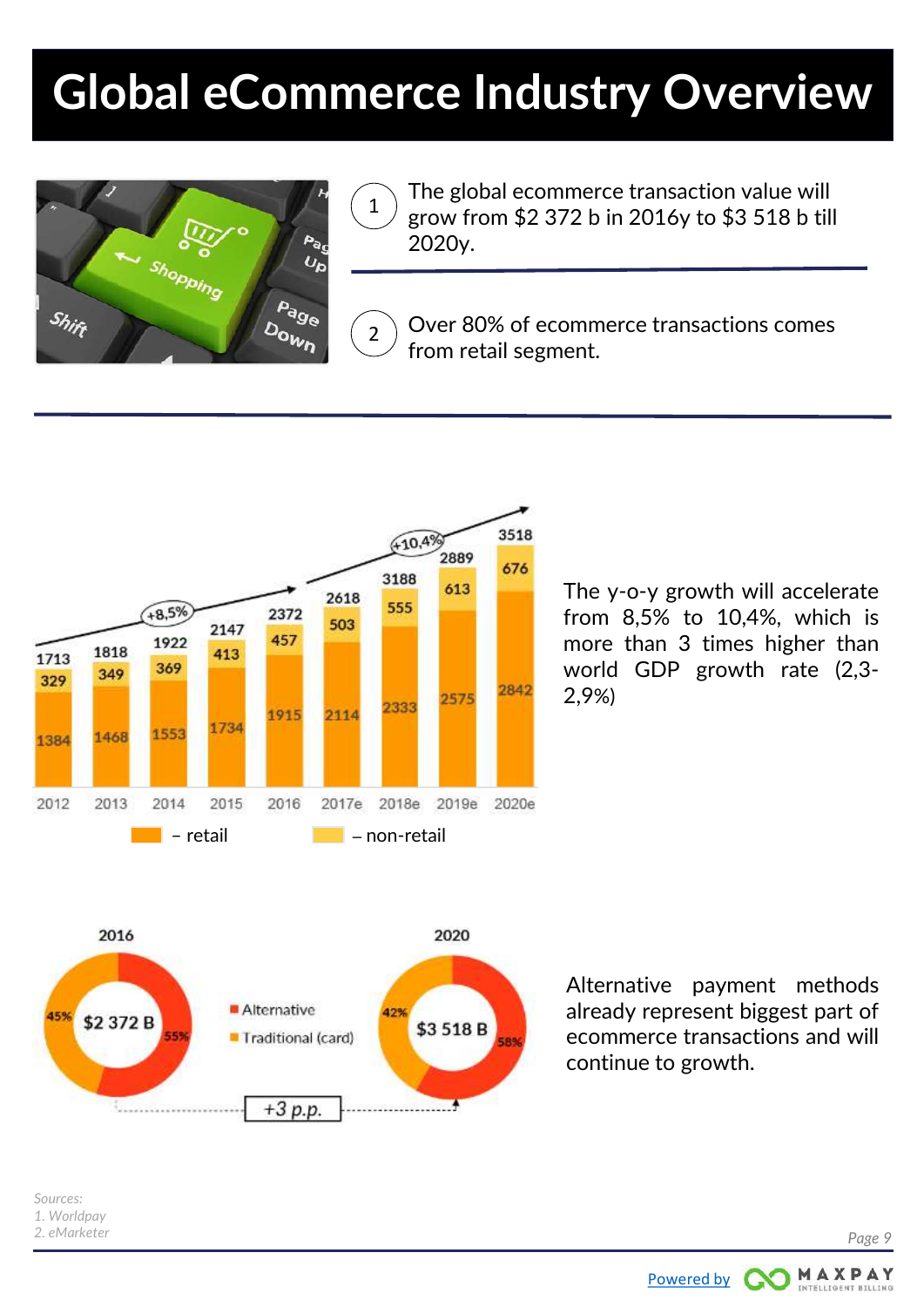# Global eCommerce Industry Overview

1. The global ecommerce transaction value will grow from $2 372 b in 2016y to $3 518 b till 2020y.

2. Over 80% of ecommerce transactions comes from retail segment.

| Year | Retail | Non-retail | Total |
|---|---|---|---|
| 2012 | 1384 | 329 | 1713 |
| 2013 | 1468 | 349 | 1818 |
| 2014 | 1553 | 369 | 1922 |
| 2015 | 1734 | 413 | 2147 |
| 2016 | 1915 | 457 | 2372 |
| 2017e | 2114 | 503 | 2618 |
| 2018e | 2333 | 555 | 3188 |
| 2019e | 2575 | 613 | 2889 |
| 2020e | 2842 | 676 | 3518 |

Growth: +8,5% (2012–2016), +10,4% (2016–2020e)

The y-o-y growth will accelerate from 8,5% to 10,4%, which is more than 3 times higher than world GDP growth rate (2,3-2,9%)

| | 2016 | 2020 |
|---|---|---|
| Total | $2 372 B | $3 518 B |
| Alternative | 55% | 58% |
| Traditional (card) | 45% | 42% |

+3 p.p.

Alternative payment methods already represent biggest part of ecommerce transactions and will continue to growth.

*Sources:*
*1. Worldpay*
*2. eMarketer*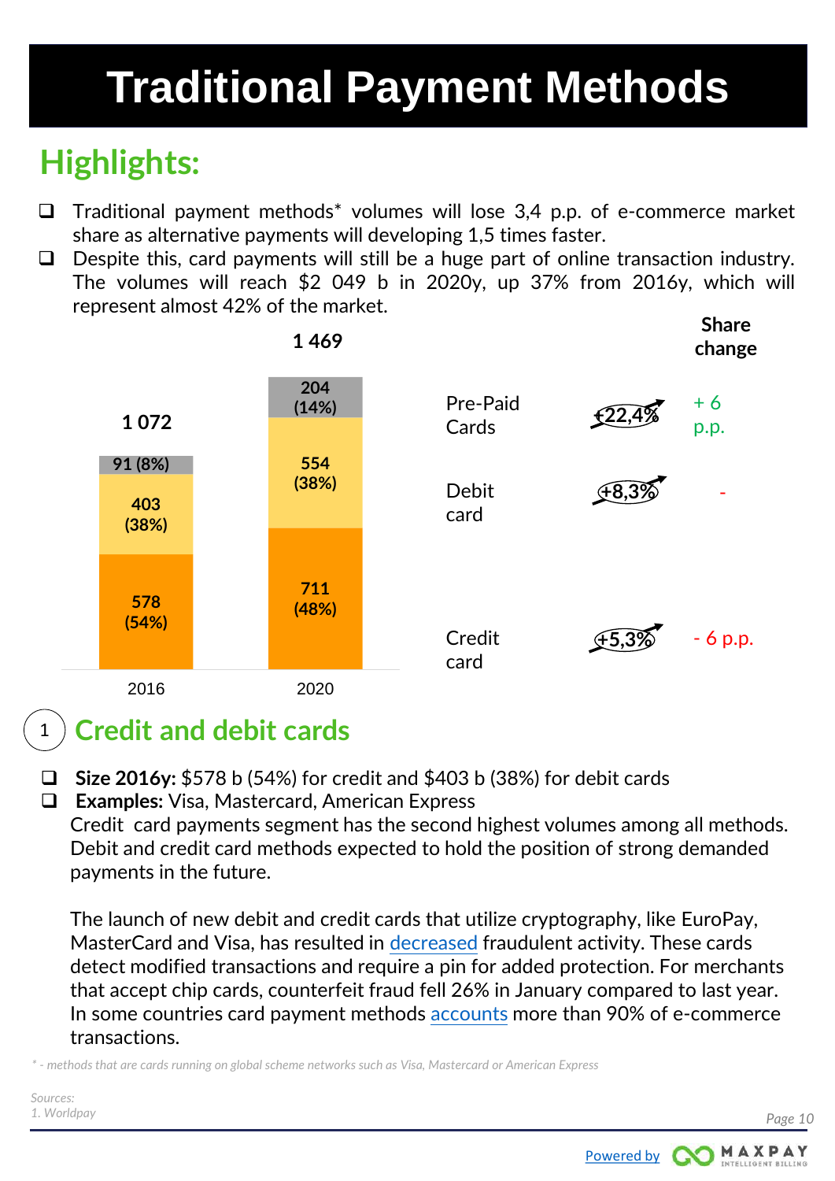# Traditional Payment Methods

## Highlights:

- Traditional payment methods* volumes will lose 3,4 p.p. of e-commerce market share as alternative payments will developing 1,5 times faster.
- Despite this, card payments will still be a huge part of online transaction industry. The volumes will reach $2 049 b in 2020y, up 37% from 2016y, which will represent almost 42% of the market.

| | 2016 | 2020 | Growth | Share change |
|---|---|---|---|---|
| Pre-Paid Cards | 91 (8%) | 204 (14%) | +22,4% | + 6 p.p. |
| Debit card | 403 (38%) | 554 (38%) | +8,3% | - |
| Credit card | 578 (54%) | 711 (48%) | +5,3% | - 6 p.p. |
| **Total** | **1 072** | **1 469** | | |

## 1 Credit and debit cards

- **Size 2016y:** $578 b (54%) for credit and $403 b (38%) for debit cards
- **Examples:** Visa, Mastercard, American Express

Credit card payments segment has the second highest volumes among all methods. Debit and credit card methods expected to hold the position of strong demanded payments in the future.

The launch of new debit and credit cards that utilize cryptography, like EuroPay, MasterCard and Visa, has resulted in decreased fraudulent activity. These cards detect modified transactions and require a pin for added protection. For merchants that accept chip cards, counterfeit fraud fell 26% in January compared to last year. In some countries card payment methods accounts more than 90% of e-commerce transactions.

*\* - methods that are cards running on global scheme networks such as Visa, Mastercard or American Express*

*Sources:*
*1. Worldpay*

Powered by MAXPAY INTELLIGENT BILLING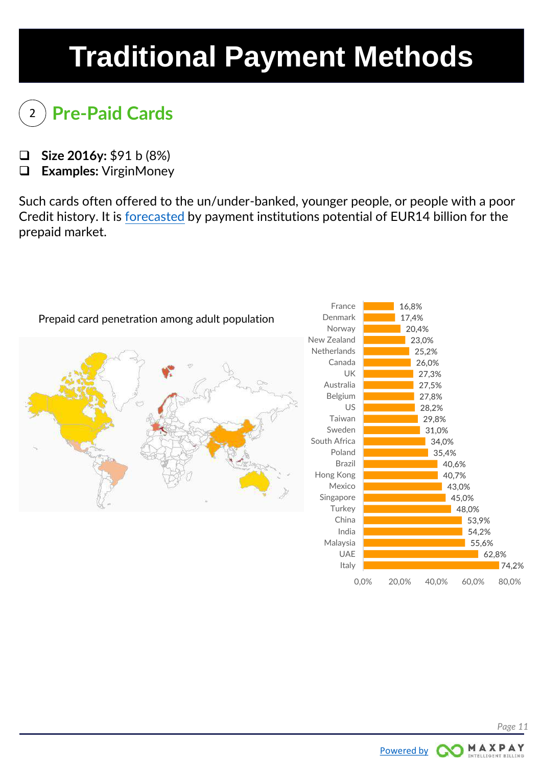# Traditional Payment Methods

## 2 Pre-Paid Cards

- **Size 2016y:** $91 b (8%)
- **Examples:** VirginMoney

Such cards often offered to the un/under-banked, younger people, or people with a poor Credit history. It is forecasted by payment institutions potential of EUR14 billion for the prepaid market.

Prepaid card penetration among adult population

| Country | Penetration |
| --- | --- |
| France | 16,8% |
| Denmark | 17,4% |
| Norway | 20,4% |
| New Zealand | 23,0% |
| Netherlands | 25,2% |
| Canada | 26,0% |
| UK | 27,3% |
| Australia | 27,5% |
| Belgium | 27,8% |
| US | 28,2% |
| Taiwan | 29,8% |
| Sweden | 31,0% |
| South Africa | 34,0% |
| Poland | 35,4% |
| Brazil | 40,6% |
| Hong Kong | 40,7% |
| Mexico | 43,0% |
| Singapore | 45,0% |
| Turkey | 48,0% |
| China | 53,9% |
| India | 54,2% |
| Malaysia | 55,6% |
| UAE | 62,8% |
| Italy | 74,2% |

Powered by MAXPAY INTELLIGENT BILLING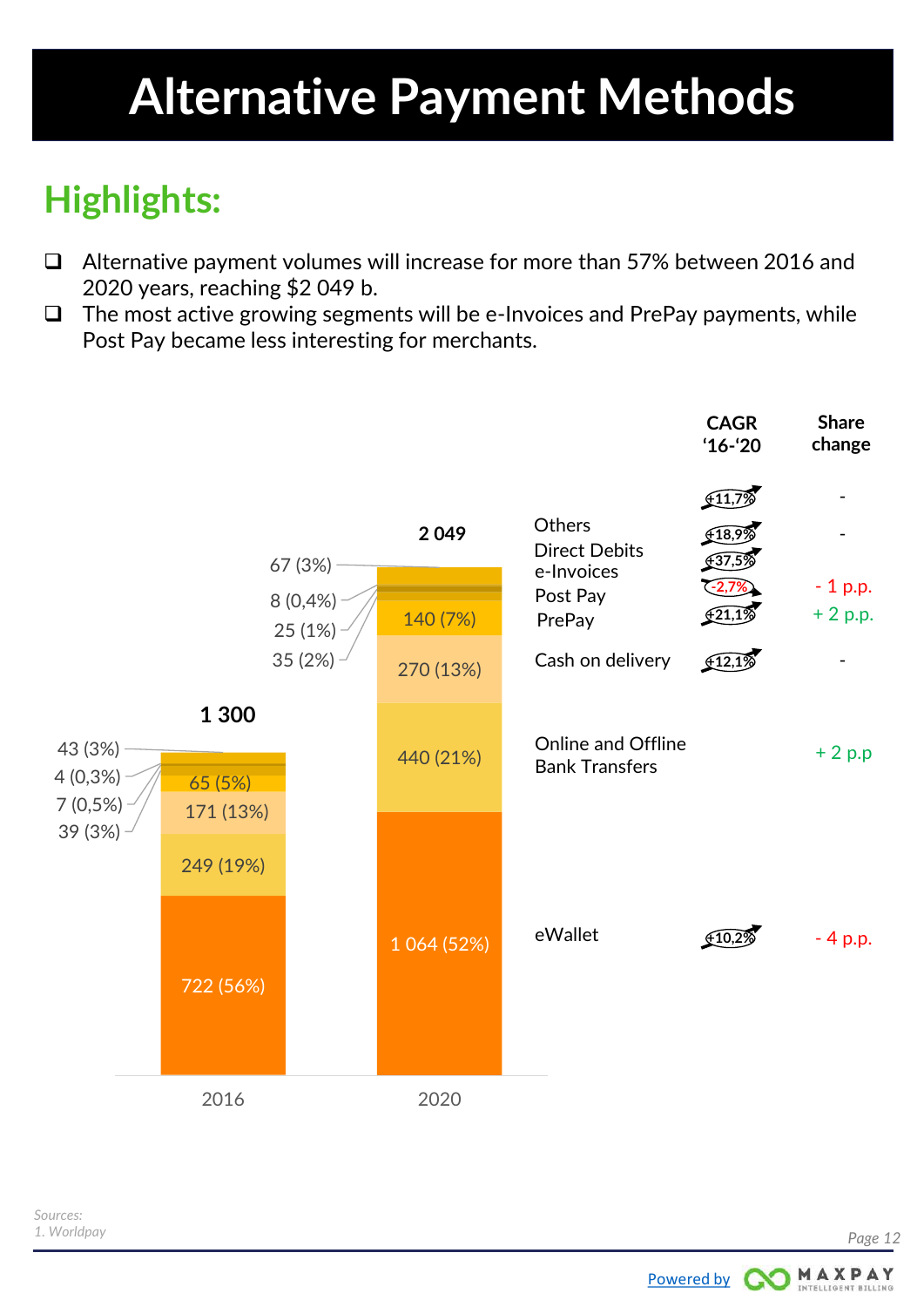# Alternative Payment Methods

## Highlights:

- Alternative payment volumes will increase for more than 57% between 2016 and 2020 years, reaching $2 049 b.
- The most active growing segments will be e-Invoices and PrePay payments, while Post Pay became less interesting for merchants.

| Segment | 2016 | 2020 | CAGR '16-'20 | Share change |
|---|---|---|---|---|
| Others | 43 (3%) | 67 (3%) | +11,7% | - |
| Direct Debits | 4 (0,3%) | 8 (0,4%) | +18,9% | - |
| e-Invoices | 7 (0,5%) | 25 (1%) | +37,5% | |
| Post Pay | 39 (3%) | 35 (2%) | -2,7% | - 1 p.p. |
| PrePay | 65 (5%) | 140 (7%) | +21,1% | + 2 p.p. |
| Cash on delivery | 171 (13%) | 270 (13%) | +12,1% | - |
| Online and Offline Bank Transfers | 249 (19%) | 440 (21%) | | + 2 p.p |
| eWallet | 722 (56%) | 1 064 (52%) | +10,2% | - 4 p.p. |
| **Total** | **1 300** | **2 049** | | |

*Sources:*
*1. Worldpay*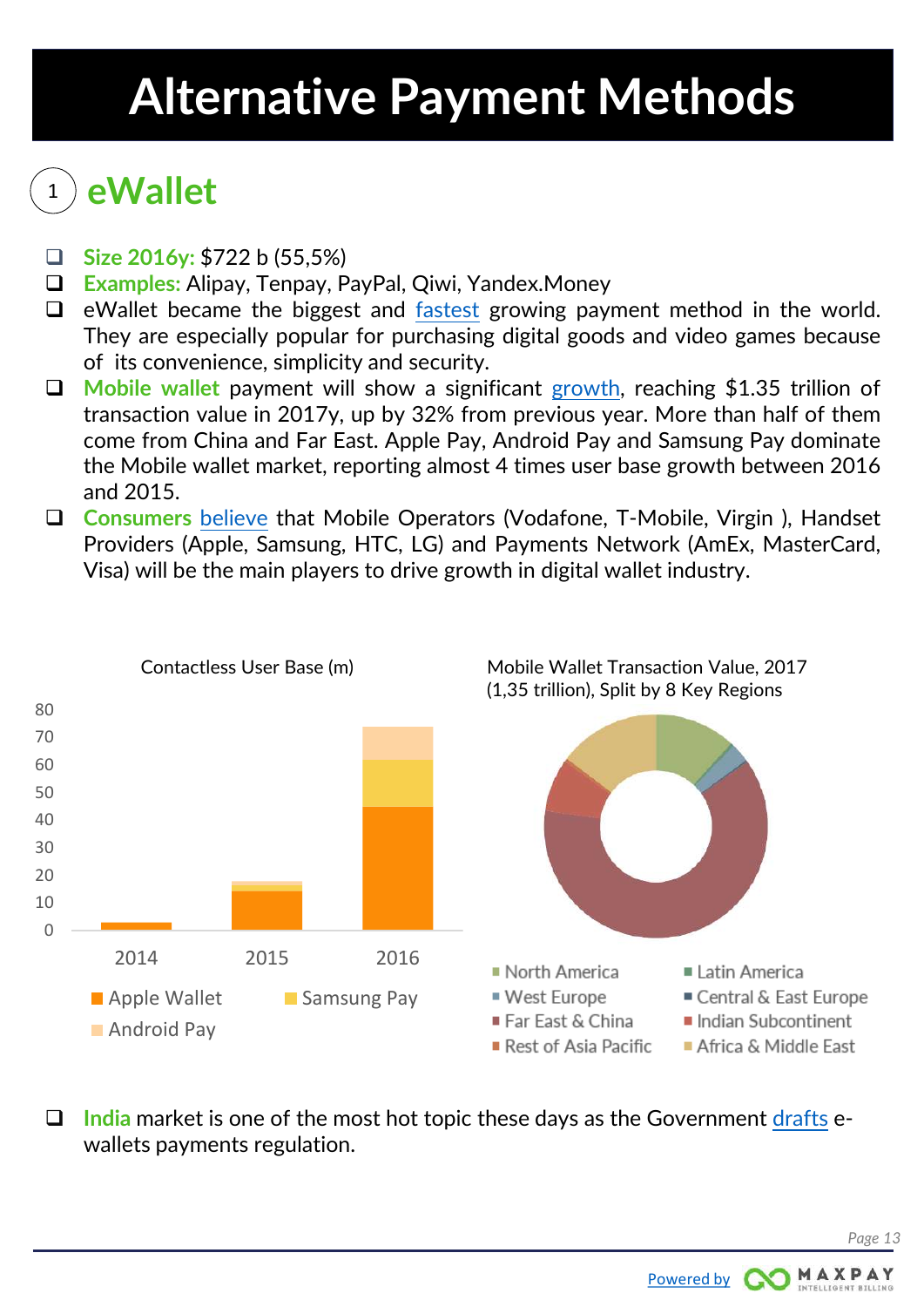# Alternative Payment Methods

## 1 eWallet

- **Size 2016y:** $722 b (55,5%)
- **Examples:** Alipay, Tenpay, PayPal, Qiwi, Yandex.Money
- eWallet became the biggest and fastest growing payment method in the world. They are especially popular for purchasing digital goods and video games because of its convenience, simplicity and security.
- **Mobile wallet** payment will show a significant growth, reaching $1.35 trillion of transaction value in 2017y, up by 32% from previous year. More than half of them come from China and Far East. Apple Pay, Android Pay and Samsung Pay dominate the Mobile wallet market, reporting almost 4 times user base growth between 2016 and 2015.
- **Consumers** believe that Mobile Operators (Vodafone, T-Mobile, Virgin ), Handset Providers (Apple, Samsung, HTC, LG) and Payments Network (AmEx, MasterCard, Visa) will be the main players to drive growth in digital wallet industry.

Contactless User Base (m)

Legend: Apple Wallet, Samsung Pay, Android Pay (years 2014, 2015, 2016)

Mobile Wallet Transaction Value, 2017 (1,35 trillion), Split by 8 Key Regions

Legend: North America, Latin America, West Europe, Central & East Europe, Far East & China, Indian Subcontinent, Rest of Asia Pacific, Africa & Middle East

- **India** market is one of the most hot topic these days as the Government drafts e-wallets payments regulation.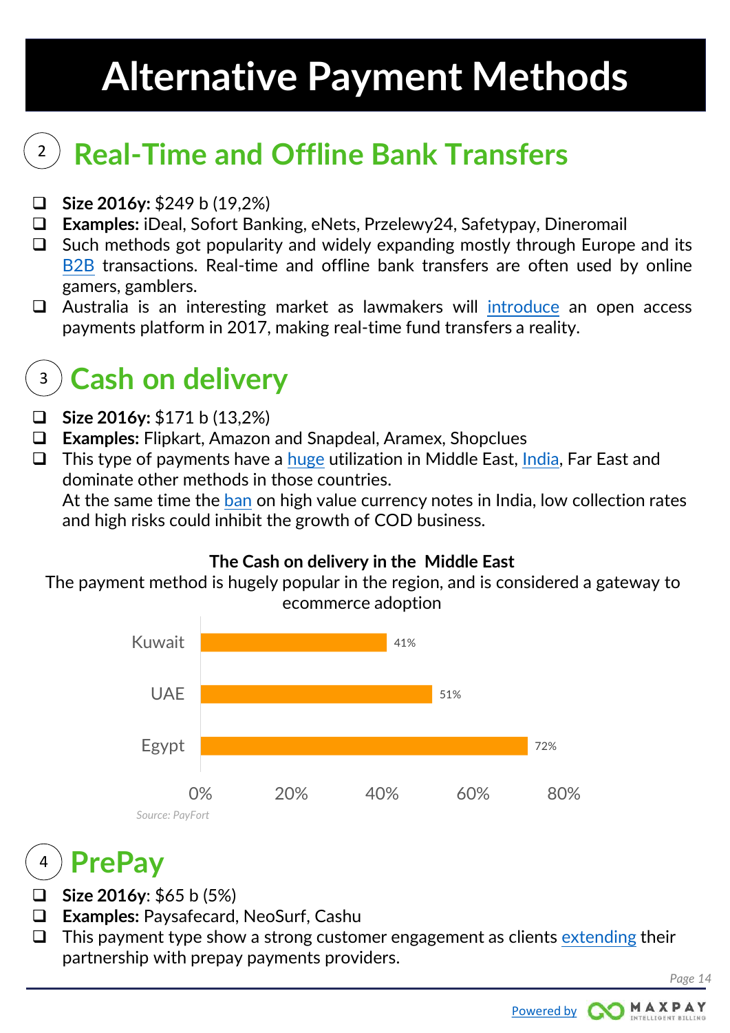# Alternative Payment Methods

## 2 Real-Time and Offline Bank Transfers

- **Size 2016y:** $249 b (19,2%)
- **Examples:** iDeal, Sofort Banking, eNets, Przelewy24, Safetypay, Dineromail
- Such methods got popularity and widely expanding mostly through Europe and its B2B transactions. Real-time and offline bank transfers are often used by online gamers, gamblers.
- Australia is an interesting market as lawmakers will introduce an open access payments platform in 2017, making real-time fund transfers a reality.

## 3 Cash on delivery

- **Size 2016y:** $171 b (13,2%)
- **Examples:** Flipkart, Amazon and Snapdeal, Aramex, Shopclues
- This type of payments have a huge utilization in Middle East, India, Far East and dominate other methods in those countries.
  At the same time the ban on high value currency notes in India, low collection rates and high risks could inhibit the growth of COD business.

**The Cash on delivery in the Middle East**

The payment method is hugely popular in the region, and is considered a gateway to ecommerce adoption

| Country | Share |
|---|---|
| Kuwait | 41% |
| UAE | 51% |
| Egypt | 72% |

*Source: PayFort*

## 4 PrePay

- **Size 2016y**: $65 b (5%)
- **Examples:** Paysafecard, NeoSurf, Cashu
- This payment type show a strong customer engagement as clients extending their partnership with prepay payments providers.

Powered by MAXPAY INTELLIGENT BILLING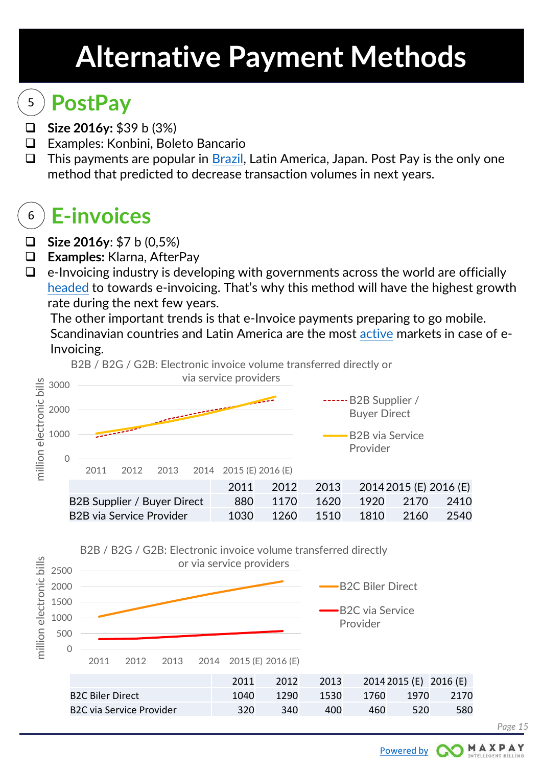# Alternative Payment Methods

## 5 PostPay

- **Size 2016y:** $39 b (3%)
- Examples: Konbini, Boleto Bancario
- This payments are popular in Brazil, Latin America, Japan. Post Pay is the only one method that predicted to decrease transaction volumes in next years.

## 6 E-invoices

- **Size 2016y**: $7 b (0,5%)
- **Examples:** Klarna, AfterPay
- e-Invoicing industry is developing with governments across the world are officially headed to towards e-invoicing. That's why this method will have the highest growth rate during the next few years.

  The other important trends is that e-Invoice payments preparing to go mobile. Scandinavian countries and Latin America are the most active markets in case of e-Invoicing.

B2B / B2G / G2B: Electronic invoice volume transferred directly or via service providers

| | 2011 | 2012 | 2013 | 2014 | 2015 (E) | 2016 (E) |
|---|---|---|---|---|---|---|
| B2B Supplier / Buyer Direct | 880 | 1170 | 1620 | 1920 | 2170 | 2410 |
| B2B via Service Provider | 1030 | 1260 | 1510 | 1810 | 2160 | 2540 |

B2B / B2G / G2B: Electronic invoice volume transferred directly or via service providers

| | 2011 | 2012 | 2013 | 2014 | 2015 (E) | 2016 (E) |
|---|---|---|---|---|---|---|
| B2C Biler Direct | 1040 | 1290 | 1530 | 1760 | 1970 | 2170 |
| B2C via Service Provider | 320 | 340 | 400 | 460 | 520 | 580 |

Powered by MAXPAY INTELLIGENT BILLING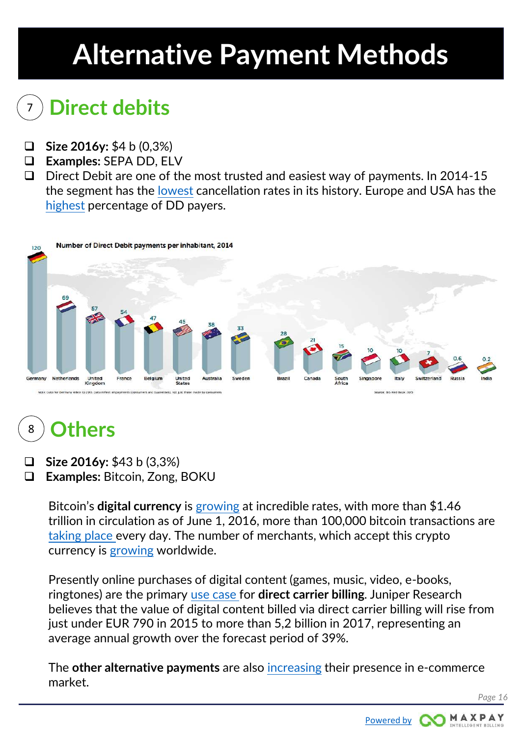# Alternative Payment Methods

## 7 Direct debits

- **Size 2016y:** $4 b (0,3%)
- **Examples:** SEPA DD, ELV
- Direct Debit are one of the most trusted and easiest way of payments. In 2014-15 the segment has the lowest cancellation rates in its history. Europe and USA has the highest percentage of DD payers.

Number of Direct Debit payments per inhabitant, 2014

| Country | Payments per inhabitant |
| --- | --- |
| Germany | 120 |
| Netherlands | 69 |
| United Kingdom | 57 |
| France | 54 |
| Belgium | 47 |
| United States | 45 |
| Australia | 38 |
| Sweden | 33 |
| Brazil | 28 |
| Canada | 21 |
| South Africa | 15 |
| Singapore | 10 |
| Italy | 10 |
| Switzerland | 7 |
| Russia | 0.6 |
| India | 0.2 |

Note: Data for Germany relate to 2013. Data reflect all payments (consumers and businesses), not just those made by consumers

Source: BIS Red Book 2015

## 8 Others

- **Size 2016y:** $43 b (3,3%)
- **Examples:** Bitcoin, Zong, BOKU

Bitcoin's **digital currency** is growing at incredible rates, with more than $1.46 trillion in circulation as of June 1, 2016, more than 100,000 bitcoin transactions are taking place every day. The number of merchants, which accept this crypto currency is growing worldwide.

Presently online purchases of digital content (games, music, video, e-books, ringtones) are the primary use case for **direct carrier billing**. Juniper Research believes that the value of digital content billed via direct carrier billing will rise from just under EUR 790 in 2015 to more than 5,2 billion in 2017, representing an average annual growth over the forecast period of 39%.

The **other alternative payments** are also increasing their presence in e-commerce market.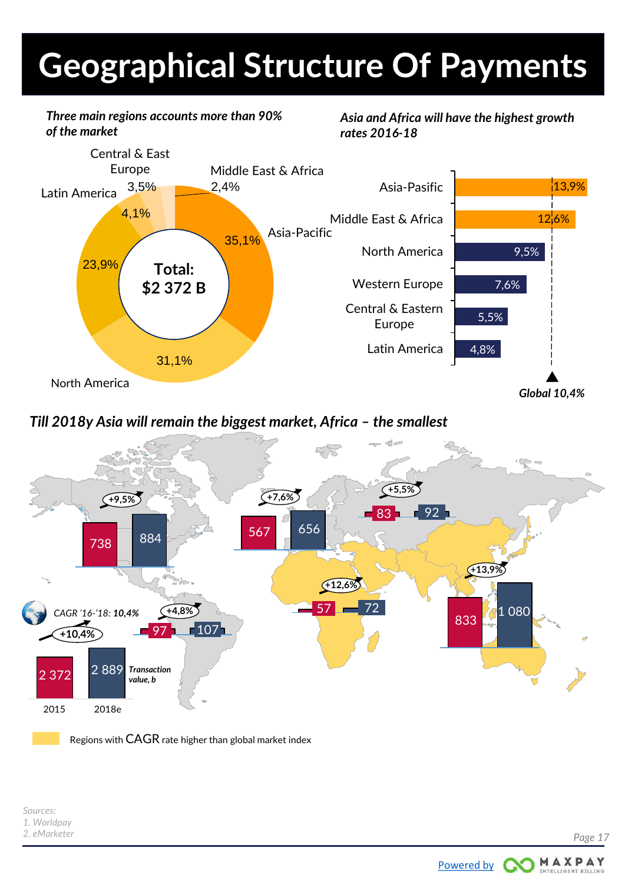# Geographical Structure Of Payments

*Three main regions accounts more than 90% of the market*

| Region | Share |
|---|---|
| Asia-Pacific | 35,1% |
| North America | 31,1% |
| Western Europe | 23,9% |
| Latin America | 4,1% |
| Central & East Europe | 3,5% |
| Middle East & Africa | 2,4% |

Total: $2 372 B

*Asia and Africa will have the highest growth rates 2016-18*

| Region | Growth rate |
|---|---|
| Asia-Pasific | 13,9% |
| Middle East & Africa | 12,6% |
| North America | 9,5% |
| Western Europe | 7,6% |
| Central & Eastern Europe | 5,5% |
| Latin America | 4,8% |

Global 10,4%

*Till 2018y Asia will remain the biggest market, Africa – the smallest*

| Region | 2015 | 2018e | CAGR |
|---|---|---|---|
| North America | 738 | 884 | +9,5% |
| Western Europe | 567 | 656 | +7,6% |
| Central & Eastern Europe | 83 | 92 | +5,5% |
| Middle East & Africa | 57 | 72 | +12,6% |
| Asia-Pacific | 833 | 1 080 | +13,9% |
| Latin America | 97 | 107 | +4,8% |
| Global | 2 372 | 2 889 | +10,4% |

*CAGR '16-'18:* ***10,4%***

*Transaction value, b*

Regions with CAGR rate higher than global market index

*Sources:*
*1. Worldpay*
*2. eMarketer*

Powered by MAXPAY INTELLIGENT BILLING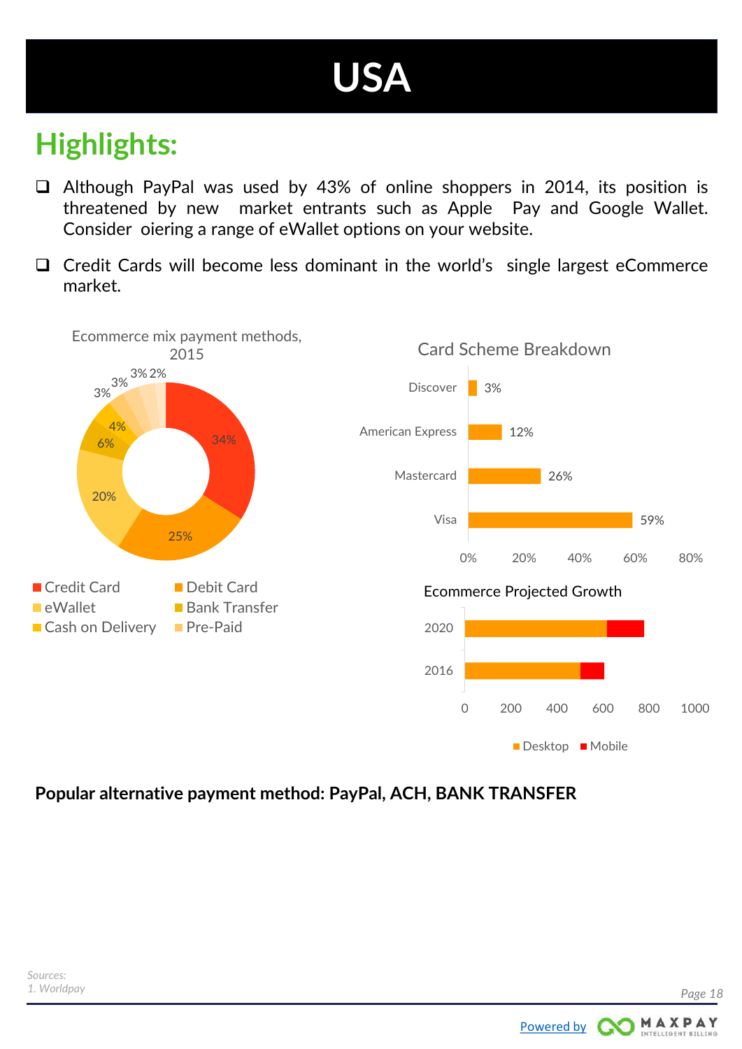# USA

## Highlights:

- Although PayPal was used by 43% of online shoppers in 2014, its position is threatened by new market entrants such as Apple Pay and Google Wallet. Consider oiering a range of eWallet options on your website.
- Credit Cards will become less dominant in the world's single largest eCommerce market.

Ecommerce mix payment methods, 2015

| Payment method | Share |
| --- | --- |
| Credit Card | 34% |
| Debit Card | 25% |
| eWallet | 20% |
| Bank Transfer | 6% |
| Cash on Delivery | 4% |
| Pre-Paid | 3% |
| | 3% |
| | 3% |
| | 2% |

Card Scheme Breakdown

| Card scheme | Share |
| --- | --- |
| Discover | 3% |
| American Express | 12% |
| Mastercard | 26% |
| Visa | 59% |

Ecommerce Projected Growth

Years: 2016, 2020 (Desktop, Mobile)

**Popular alternative payment method: PayPal, ACH, BANK TRANSFER**

*Sources:*
*1. Worldpay*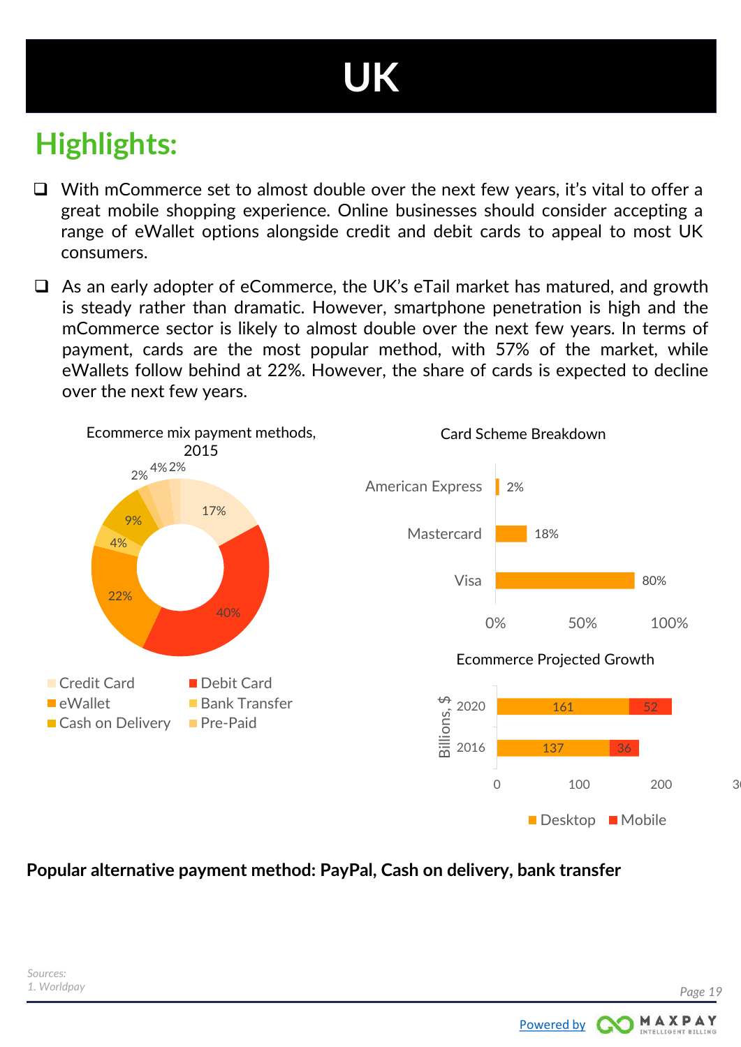# UK

## Highlights:

- With mCommerce set to almost double over the next few years, it's vital to offer a great mobile shopping experience. Online businesses should consider accepting a range of eWallet options alongside credit and debit cards to appeal to most UK consumers.
- As an early adopter of eCommerce, the UK's eTail market has matured, and growth is steady rather than dramatic. However, smartphone penetration is high and the mCommerce sector is likely to almost double over the next few years. In terms of payment, cards are the most popular method, with 57% of the market, while eWallets follow behind at 22%. However, the share of cards is expected to decline over the next few years.

Ecommerce mix payment methods, 2015

| Payment method | Share |
| --- | --- |
| Credit Card | 17% |
| Debit Card | 40% |
| eWallet | 22% |
| Bank Transfer | 4% |
| Cash on Delivery | 9% |
| Pre-Paid | 2% |
| | 4% |
| | 2% |

Card Scheme Breakdown

| Card scheme | Share |
| --- | --- |
| American Express | 2% |
| Mastercard | 18% |
| Visa | 80% |

Ecommerce Projected Growth (Billions, $)

| Year | Desktop | Mobile |
| --- | --- | --- |
| 2020 | 161 | 52 |
| 2016 | 137 | 36 |

**Popular alternative payment method: PayPal, Cash on delivery, bank transfer**

*Sources:*
*1. Worldpay*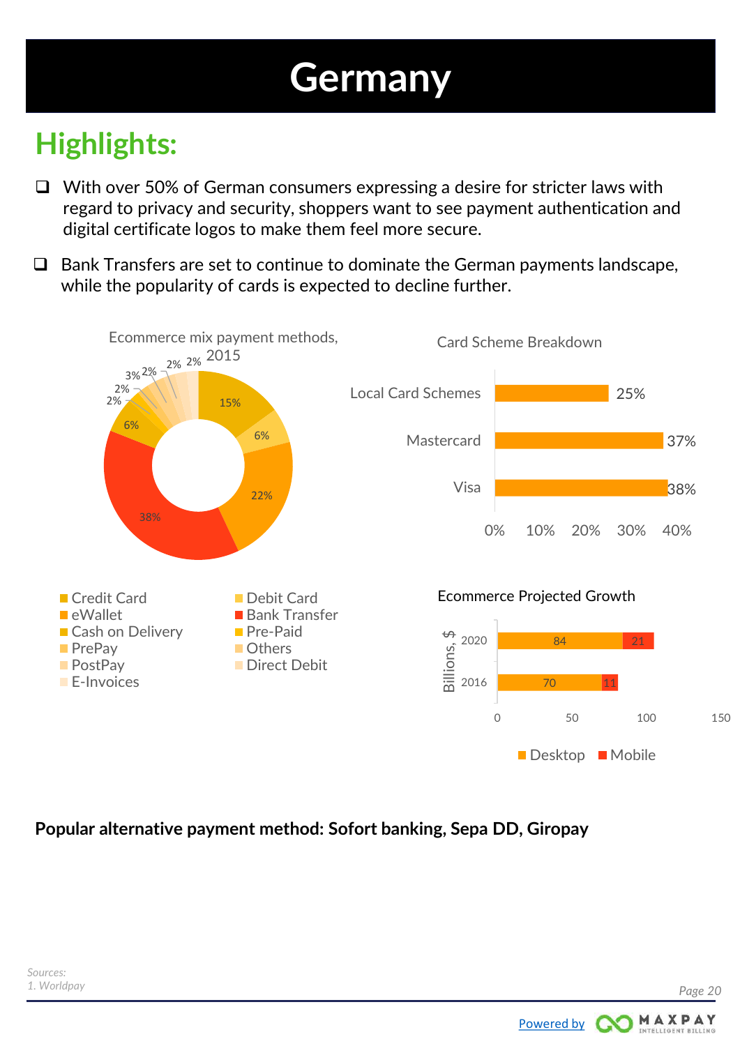# Germany

## Highlights:

- With over 50% of German consumers expressing a desire for stricter laws with regard to privacy and security, shoppers want to see payment authentication and digital certificate logos to make them feel more secure.
- Bank Transfers are set to continue to dominate the German payments landscape, while the popularity of cards is expected to decline further.

Ecommerce mix payment methods, 2015

| Payment method | Share |
|---|---|
| Credit Card | 15% |
| Debit Card | 6% |
| eWallet | 22% |
| Bank Transfer | 38% |
| Cash on Delivery | 6% |
| Pre-Paid | 2% |
| PrePay | 2% |
| Others | 3% |
| PostPay | 2% |
| Direct Debit | 2% |
| E-Invoices | 2% |

Card Scheme Breakdown

| Scheme | Share |
|---|---|
| Local Card Schemes | 25% |
| Mastercard | 37% |
| Visa | 38% |

Ecommerce Projected Growth

| Year | Desktop (Billions, $) | Mobile (Billions, $) |
|---|---|---|
| 2020 | 84 | 21 |
| 2016 | 70 | 11 |

**Popular alternative payment method: Sofort banking, Sepa DD, Giropay**

*Sources:*
*1. Worldpay*

Powered by MAXPAY INTELLIGENT BILLING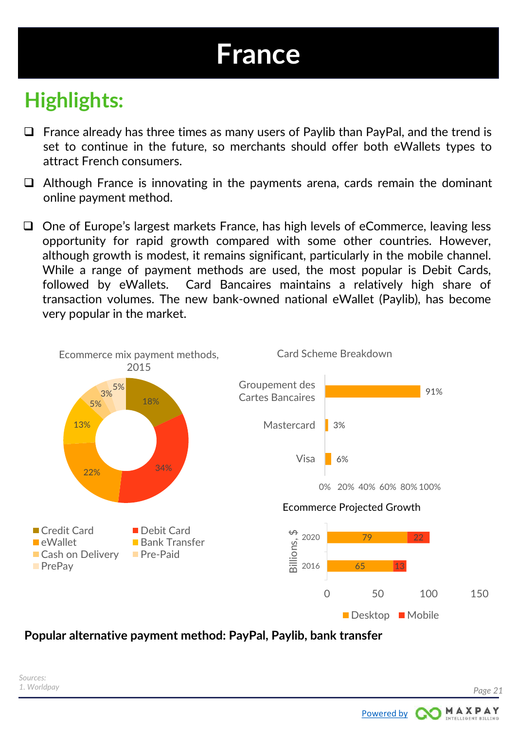# France

## Highlights:

- France already has three times as many users of Paylib than PayPal, and the trend is set to continue in the future, so merchants should offer both eWallets types to attract French consumers.
- Although France is innovating in the payments arena, cards remain the dominant online payment method.
- One of Europe's largest markets France, has high levels of eCommerce, leaving less opportunity for rapid growth compared with some other countries. However, although growth is modest, it remains significant, particularly in the mobile channel. While a range of payment methods are used, the most popular is Debit Cards, followed by eWallets. Card Bancaires maintains a relatively high share of transaction volumes. The new bank-owned national eWallet (Paylib), has become very popular in the market.

**Ecommerce mix payment methods, 2015**

| Payment method | Share |
|---|---|
| Credit Card | 18% |
| Debit Card | 34% |
| eWallet | 22% |
| Bank Transfer | 13% |
| Cash on Delivery | 5% |
| Pre-Paid | 3% |
| PrePay | 5% |

**Card Scheme Breakdown**

| Card scheme | Share |
|---|---|
| Groupement des Cartes Bancaires | 91% |
| Mastercard | 3% |
| Visa | 6% |

**Ecommerce Projected Growth** (Billions, $)

| Year | Desktop | Mobile |
|---|---|---|
| 2020 | 79 | 22 |
| 2016 | 65 | 13 |

**Popular alternative payment method: PayPal, Paylib, bank transfer**

*Sources:*
*1. Worldpay*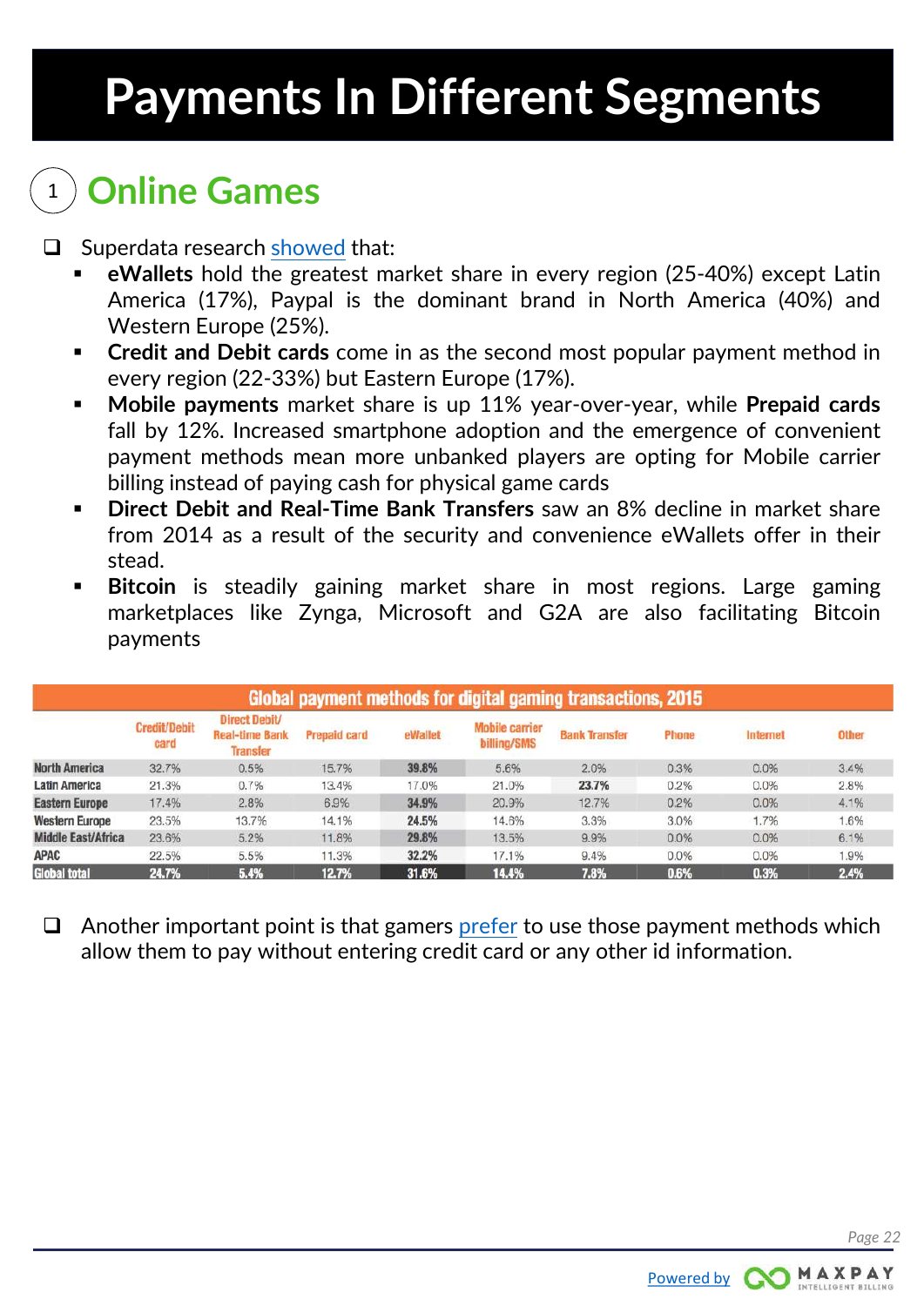# Payments In Different Segments

## 1 Online Games

- Superdata research showed that:
  - **eWallets** hold the greatest market share in every region (25-40%) except Latin America (17%), Paypal is the dominant brand in North America (40%) and Western Europe (25%).
  - **Credit and Debit cards** come in as the second most popular payment method in every region (22-33%) but Eastern Europe (17%).
  - **Mobile payments** market share is up 11% year-over-year, while **Prepaid cards** fall by 12%. Increased smartphone adoption and the emergence of convenient payment methods mean more unbanked players are opting for Mobile carrier billing instead of paying cash for physical game cards
  - **Direct Debit and Real-Time Bank Transfers** saw an 8% decline in market share from 2014 as a result of the security and convenience eWallets offer in their stead.
  - **Bitcoin** is steadily gaining market share in most regions. Large gaming marketplaces like Zynga, Microsoft and G2A are also facilitating Bitcoin payments

**Global payment methods for digital gaming transactions, 2015**

| | Credit/Debit card | Direct Debit/ Real-time Bank Transfer | Prepaid card | eWallet | Mobile carrier billing/SMS | Bank Transfer | Phone | Internet | Other |
|---|---|---|---|---|---|---|---|---|---|
| North America | 32.7% | 0.5% | 15.7% | **39.8%** | 5.6% | 2.0% | 0.3% | 0.0% | 3.4% |
| Latin America | 21.3% | 0.7% | 13.4% | 17.0% | 21.0% | **23.7%** | 0.2% | 0.0% | 2.8% |
| Eastern Europe | 17.4% | 2.8% | 6.9% | **34.9%** | 20.9% | 12.7% | 0.2% | 0.0% | 4.1% |
| Western Europe | 23.5% | 13.7% | 14.1% | **24.5%** | 14.6% | 3.3% | 3.0% | 1.7% | 1.6% |
| Middle East/Africa | 23.6% | 5.2% | 11.8% | **29.8%** | 13.5% | 9.9% | 0.0% | 0.0% | 6.1% |
| APAC | 22.5% | 5.5% | 11.3% | **32.2%** | 17.1% | 9.4% | 0.0% | 0.0% | 1.9% |
| **Global total** | **24.7%** | **5.4%** | **12.7%** | **31.6%** | **14.4%** | **7.8%** | **0.6%** | **0.3%** | **2.4%** |

- Another important point is that gamers prefer to use those payment methods which allow them to pay without entering credit card or any other id information.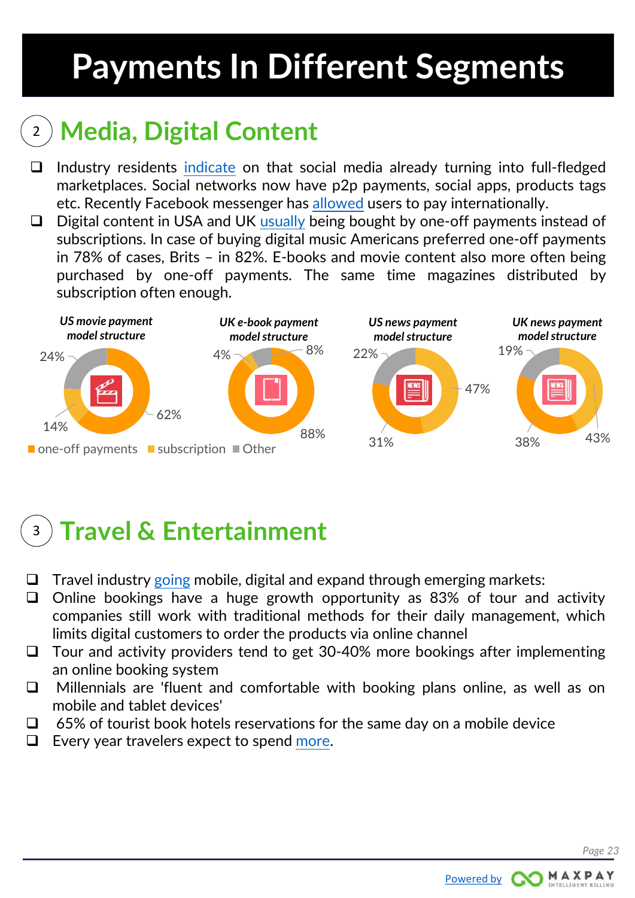# Payments In Different Segments

## 2 Media, Digital Content

- Industry residents indicate on that social media already turning into full-fledged marketplaces. Social networks now have p2p payments, social apps, products tags etc. Recently Facebook messenger has allowed users to pay internationally.
- Digital content in USA and UK usually being bought by one-off payments instead of subscriptions. In case of buying digital music Americans preferred one-off payments in 78% of cases, Brits – in 82%. E-books and movie content also more often being purchased by one-off payments. The same time magazines distributed by subscription often enough.

*US movie payment model structure*

| one-off payments | subscription | Other |
|---|---|---|
| 62% | 14% | 24% |

*UK e-book payment model structure*

| one-off payments | subscription | Other |
|---|---|---|
| 88% | 4% | 8% |

*US news payment model structure*

| one-off payments | subscription | Other |
|---|---|---|
| 31% | 47% | 22% |

*UK news payment model structure*

| one-off payments | subscription | Other |
|---|---|---|
| 38% | 43% | 19% |

## 3 Travel & Entertainment

- Travel industry going mobile, digital and expand through emerging markets:
- Online bookings have a huge growth opportunity as 83% of tour and activity companies still work with traditional methods for their daily management, which limits digital customers to order the products via online channel
- Tour and activity providers tend to get 30-40% more bookings after implementing an online booking system
- Millennials are 'fluent and comfortable with booking plans online, as well as on mobile and tablet devices'
- 65% of tourist book hotels reservations for the same day on a mobile device
- Every year travelers expect to spend more.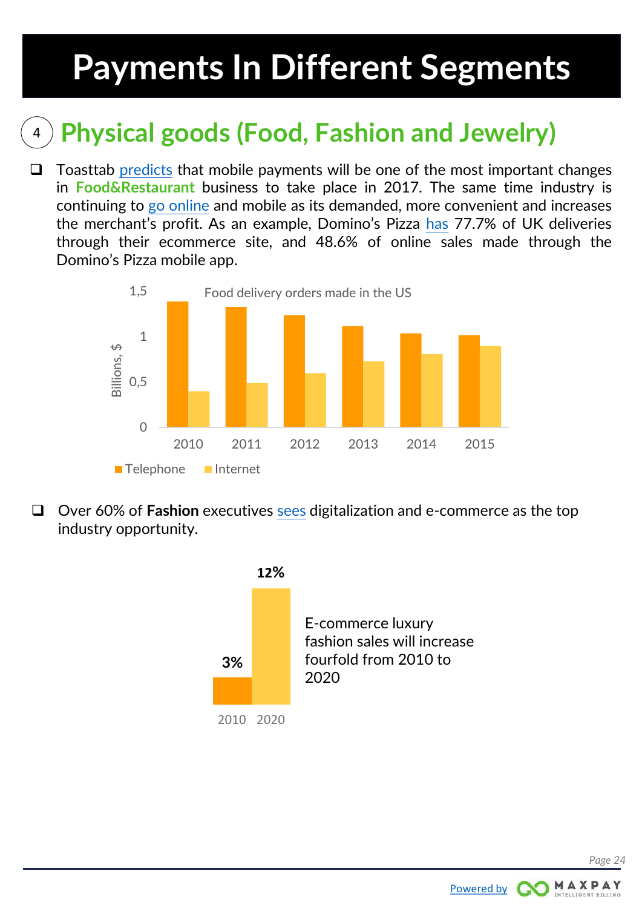# Payments In Different Segments

## 4 Physical goods (Food, Fashion and Jewelry)

- Toasttab predicts that mobile payments will be one of the most important changes in **Food&Restaurant** business to take place in 2017. The same time industry is continuing to go online and mobile as its demanded, more convenient and increases the merchant's profit. As an example, Domino's Pizza has 77.7% of UK deliveries through their ecommerce site, and 48.6% of online sales made through the Domino's Pizza mobile app.

Food delivery orders made in the US

Billions, $

| Year | Telephone | Internet |
|---|---|---|
| 2010 | | |
| 2011 | | |
| 2012 | | |
| 2013 | | |
| 2014 | | |
| 2015 | | |

- Over 60% of **Fashion** executives sees digitalization and e-commerce as the top industry opportunity.

| 2010 | 2020 |
|---|---|
| 3% | 12% |

E-commerce luxury fashion sales will increase fourfold from 2010 to 2020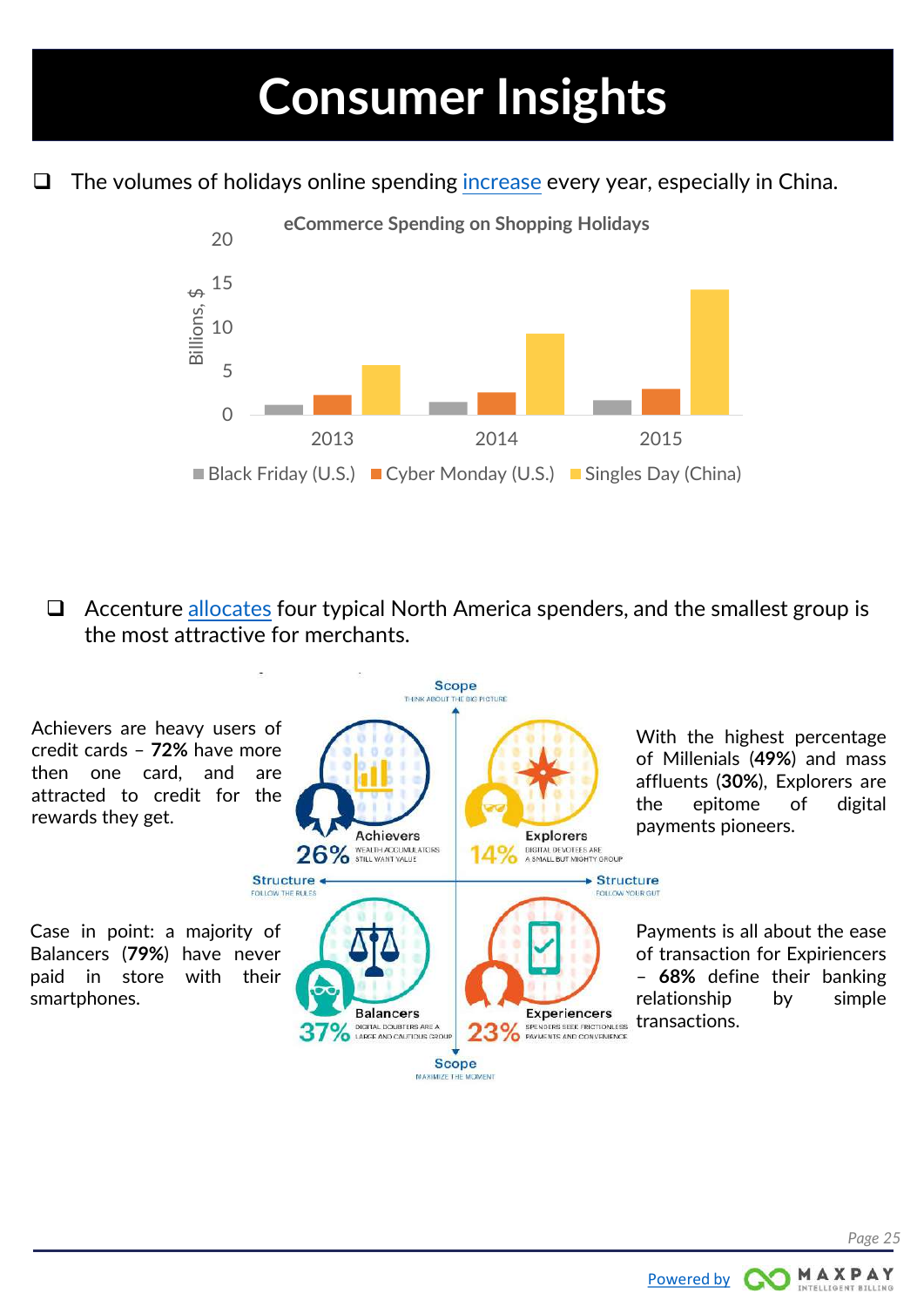# Consumer Insights

- The volumes of holidays online spending increase every year, especially in China.

**eCommerce Spending on Shopping Holidays**

Billions, $

| Year | Black Friday (U.S.) | Cyber Monday (U.S.) | Singles Day (China) |
|---|---|---|---|
| 2013 | ~1 | ~2.2 | ~5.7 |
| 2014 | ~1.5 | ~2.6 | ~9.3 |
| 2015 | ~1.7 | ~3 | ~14.3 |

- Accenture allocates four typical North America spenders, and the smallest group is the most attractive for merchants.

Scope — THINK ABOUT THE BIG PICTURE / Scope — MAXIMIZE THE MOMENT
Structure — FOLLOW THE RULES / Structure — FOLLOW YOUR GUT

**Achievers 26%** — WEALTH ACCUMULATORS STILL WANT VALUE

Achievers are heavy users of credit cards – **72%** have more then one card, and are attracted to credit for the rewards they get.

**Explorers 14%** — DIGITAL DEVOTEES ARE A SMALL BUT MIGHTY GROUP

With the highest percentage of Millenials (**49%**) and mass affluents (**30%**), Explorers are the epitome of digital payments pioneers.

**Balancers 37%** — DIGITAL DOUBTERS ARE A LARGE AND CAUTIOUS GROUP

Case in point: a majority of Balancers (**79%**) have never paid in store with their smartphones.

**Experiencers 23%** — SPENDERS SEEK FRICTIONLESS PAYMENTS AND CONVENIENCE

Payments is all about the ease of transaction for Expiriencers – **68%** define their banking relationship by simple transactions.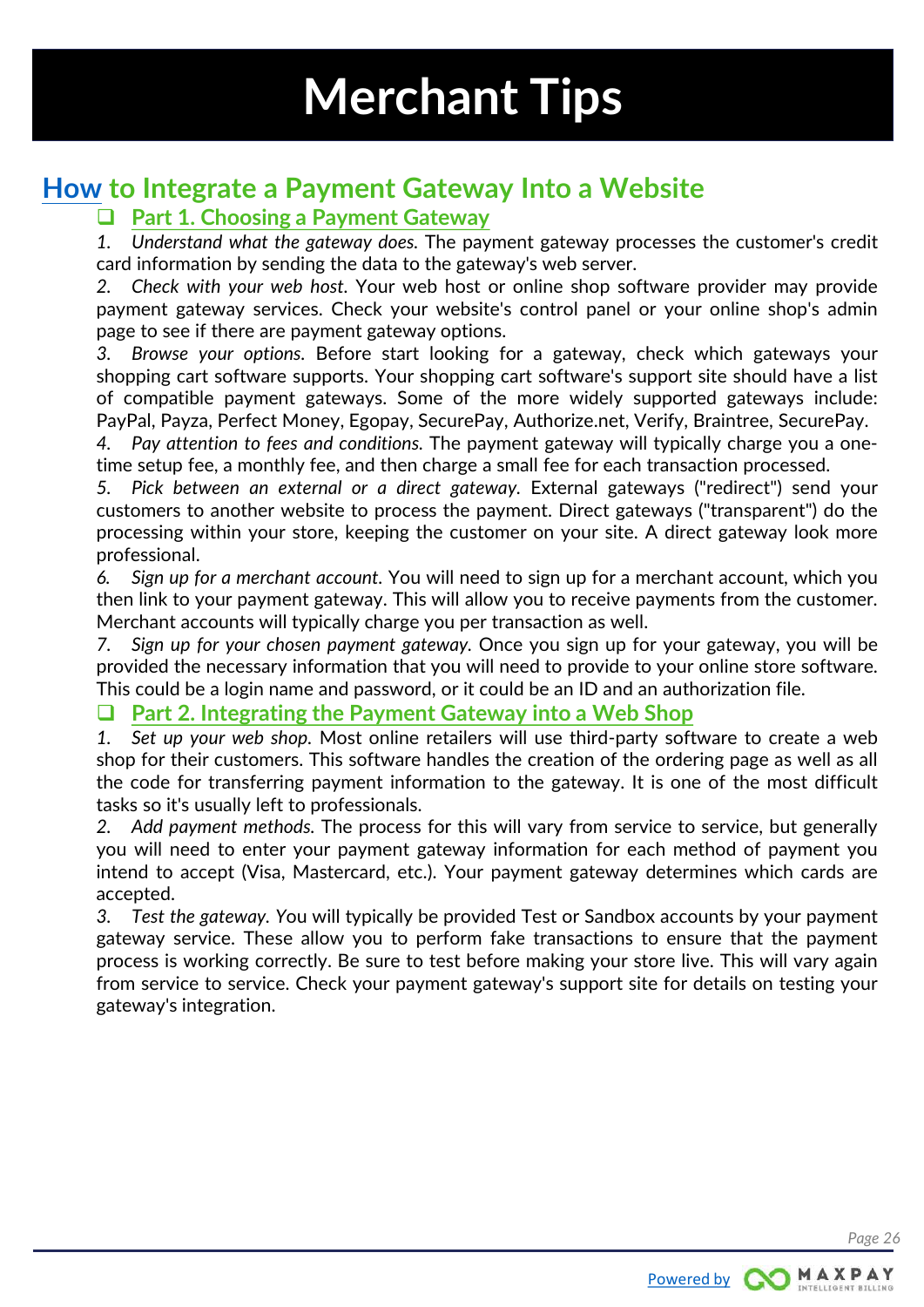# Merchant Tips

## How to Integrate a Payment Gateway Into a Website

### Part 1. Choosing a Payment Gateway

1. *Understand what the gateway does.* The payment gateway processes the customer's credit card information by sending the data to the gateway's web server.
2. *Check with your web host.* Your web host or online shop software provider may provide payment gateway services. Check your website's control panel or your online shop's admin page to see if there are payment gateway options.
3. *Browse your options.* Before start looking for a gateway, check which gateways your shopping cart software supports. Your shopping cart software's support site should have a list of compatible payment gateways. Some of the more widely supported gateways include: PayPal, Payza, Perfect Money, Egopay, SecurePay, Authorize.net, Verify, Braintree, SecurePay.
4. *Pay attention to fees and conditions.* The payment gateway will typically charge you a one-time setup fee, a monthly fee, and then charge a small fee for each transaction processed.
5. *Pick between an external or a direct gateway.* External gateways ("redirect") send your customers to another website to process the payment. Direct gateways ("transparent") do the processing within your store, keeping the customer on your site. A direct gateway look more professional.
6. *Sign up for a merchant account.* You will need to sign up for a merchant account, which you then link to your payment gateway. This will allow you to receive payments from the customer. Merchant accounts will typically charge you per transaction as well.
7. *Sign up for your chosen payment gateway.* Once you sign up for your gateway, you will be provided the necessary information that you will need to provide to your online store software. This could be a login name and password, or it could be an ID and an authorization file.

### Part 2. Integrating the Payment Gateway into a Web Shop

1. *Set up your web shop.* Most online retailers will use third-party software to create a web shop for their customers. This software handles the creation of the ordering page as well as all the code for transferring payment information to the gateway. It is one of the most difficult tasks so it's usually left to professionals.
2. *Add payment methods.* The process for this will vary from service to service, but generally you will need to enter your payment gateway information for each method of payment you intend to accept (Visa, Mastercard, etc.). Your payment gateway determines which cards are accepted.
3. *Test the gateway.* You will typically be provided Test or Sandbox accounts by your payment gateway service. These allow you to perform fake transactions to ensure that the payment process is working correctly. Be sure to test before making your store live. This will vary again from service to service. Check your payment gateway's support site for details on testing your gateway's integration.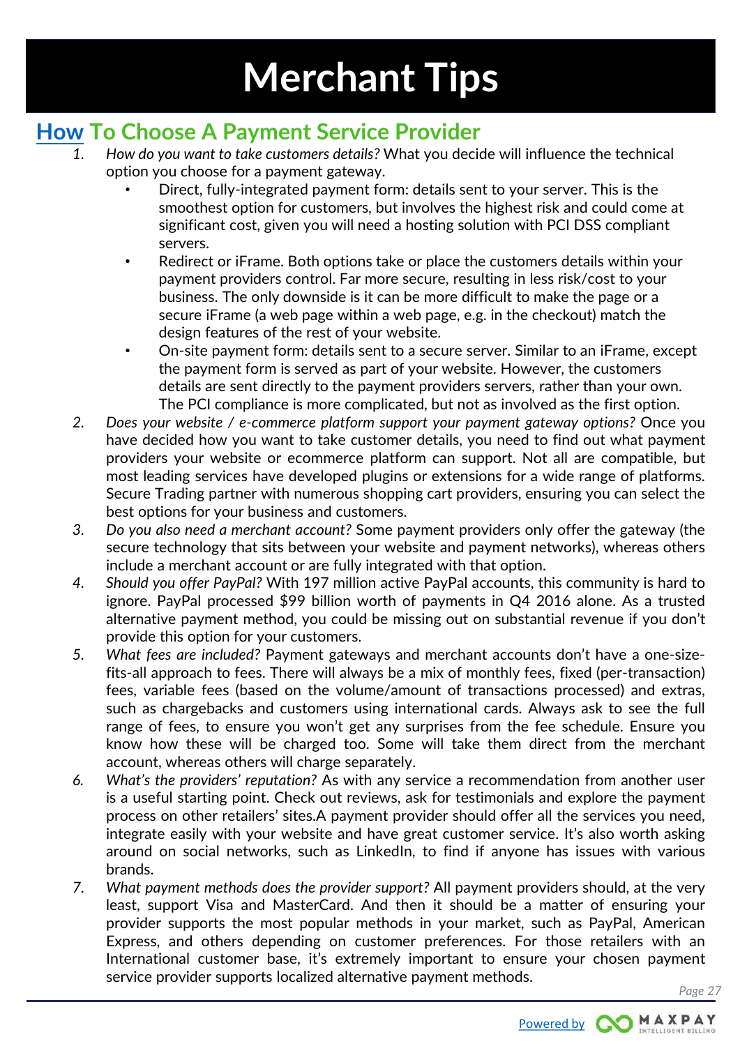# Merchant Tips

## How To Choose A Payment Service Provider

1. *How do you want to take customers details?* What you decide will influence the technical option you choose for a payment gateway.
   - Direct, fully-integrated payment form: details sent to your server. This is the smoothest option for customers, but involves the highest risk and could come at significant cost, given you will need a hosting solution with PCI DSS compliant servers.
   - Redirect or iFrame. Both options take or place the customers details within your payment providers control. Far more secure, resulting in less risk/cost to your business. The only downside is it can be more difficult to make the page or a secure iFrame (a web page within a web page, e.g. in the checkout) match the design features of the rest of your website.
   - On-site payment form: details sent to a secure server. Similar to an iFrame, except the payment form is served as part of your website. However, the customers details are sent directly to the payment providers servers, rather than your own. The PCI compliance is more complicated, but not as involved as the first option.
2. *Does your website / e-commerce platform support your payment gateway options?* Once you have decided how you want to take customer details, you need to find out what payment providers your website or ecommerce platform can support. Not all are compatible, but most leading services have developed plugins or extensions for a wide range of platforms. Secure Trading partner with numerous shopping cart providers, ensuring you can select the best options for your business and customers.
3. *Do you also need a merchant account?* Some payment providers only offer the gateway (the secure technology that sits between your website and payment networks), whereas others include a merchant account or are fully integrated with that option.
4. *Should you offer PayPal?* With 197 million active PayPal accounts, this community is hard to ignore. PayPal processed $99 billion worth of payments in Q4 2016 alone. As a trusted alternative payment method, you could be missing out on substantial revenue if you don't provide this option for your customers.
5. *What fees are included?* Payment gateways and merchant accounts don't have a one-size-fits-all approach to fees. There will always be a mix of monthly fees, fixed (per-transaction) fees, variable fees (based on the volume/amount of transactions processed) and extras, such as chargebacks and customers using international cards. Always ask to see the full range of fees, to ensure you won't get any surprises from the fee schedule. Ensure you know how these will be charged too. Some will take them direct from the merchant account, whereas others will charge separately.
6. *What's the providers' reputation?* As with any service a recommendation from another user is a useful starting point. Check out reviews, ask for testimonials and explore the payment process on other retailers' sites.A payment provider should offer all the services you need, integrate easily with your website and have great customer service. It's also worth asking around on social networks, such as LinkedIn, to find if anyone has issues with various brands.
7. *What payment methods does the provider support?* All payment providers should, at the very least, support Visa and MasterCard. And then it should be a matter of ensuring your provider supports the most popular methods in your market, such as PayPal, American Express, and others depending on customer preferences. For those retailers with an International customer base, it's extremely important to ensure your chosen payment service provider supports localized alternative payment methods.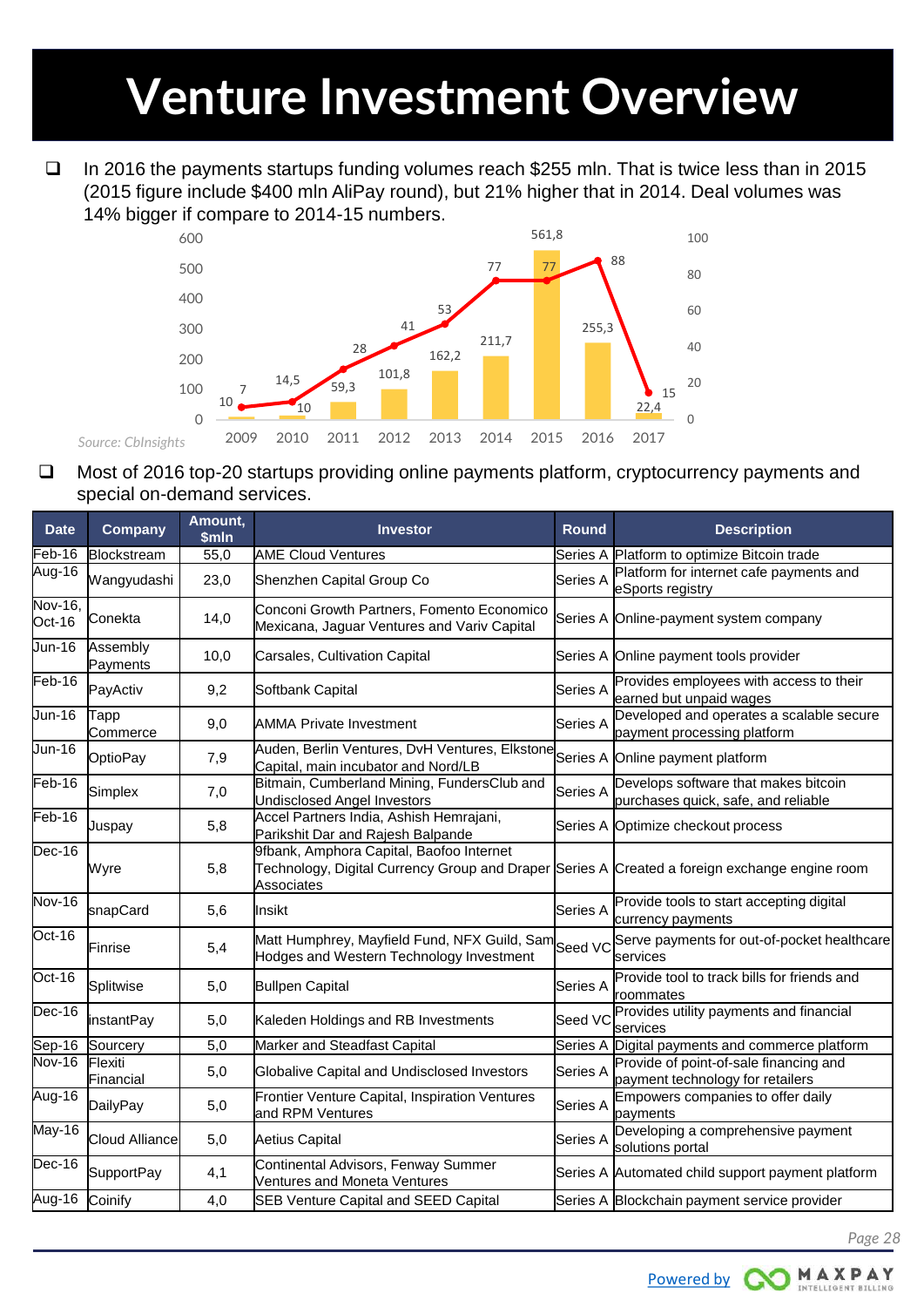# Venture Investment Overview

- In 2016 the payments startups funding volumes reach $255 mln. That is twice less than in 2015 (2015 figure include $400 mln AliPay round), but 21% higher that in 2014. Deal volumes was 14% bigger if compare to 2014-15 numbers.

| Year | Funding ($mln) | Deals |
|---|---|---|
| 2009 | 10 | 7 |
| 2010 | 14,5 | 10 |
| 2011 | 59,3 | 28 |
| 2012 | 101,8 | 41 |
| 2013 | 162,2 | 53 |
| 2014 | 211,7 | 77 |
| 2015 | 561,8 | 77 |
| 2016 | 255,3 | 88 |
| 2017 | 22,4 | 15 |

*Source: CbInsights*

- Most of 2016 top-20 startups providing online payments platform, cryptocurrency payments and special on-demand services.

| Date | Company | Amount, $mln | Investor | Round | Description |
|---|---|---|---|---|---|
| Feb-16 | Blockstream | 55,0 | AME Cloud Ventures | Series A | Platform to optimize Bitcoin trade |
| Aug-16 | Wangyudashi | 23,0 | Shenzhen Capital Group Co | Series A | Platform for internet cafe payments and eSports registry |
| Nov-16, Oct-16 | Conekta | 14,0 | Conconi Growth Partners, Fomento Economico Mexicana, Jaguar Ventures and Variv Capital | Series A | Online-payment system company |
| Jun-16 | Assembly Payments | 10,0 | Carsales, Cultivation Capital | Series A | Online payment tools provider |
| Feb-16 | PayActiv | 9,2 | Softbank Capital | Series A | Provides employees with access to their earned but unpaid wages |
| Jun-16 | Tapp Commerce | 9,0 | AMMA Private Investment | Series A | Developed and operates a scalable secure payment processing platform |
| Jun-16 | OptioPay | 7,9 | Auden, Berlin Ventures, DvH Ventures, Elkstone Capital, main incubator and Nord/LB | Series A | Online payment platform |
| Feb-16 | Simplex | 7,0 | Bitmain, Cumberland Mining, FundersClub and Undisclosed Angel Investors | Series A | Develops software that makes bitcoin purchases quick, safe, and reliable |
| Feb-16 | Juspay | 5,8 | Accel Partners India, Ashish Hemrajani, Parikshit Dar and Rajesh Balpande | Series A | Optimize checkout process |
| Dec-16 | Wyre | 5,8 | 9fbank, Amphora Capital, Baofoo Internet Technology, Digital Currency Group and Draper Associates | Series A | Created a foreign exchange engine room |
| Nov-16 | snapCard | 5,6 | Insikt | Series A | Provide tools to start accepting digital currency payments |
| Oct-16 | Finrise | 5,4 | Matt Humphrey, Mayfield Fund, NFX Guild, Sam Hodges and Western Technology Investment | Seed VC | Serve payments for out-of-pocket healthcare services |
| Oct-16 | Splitwise | 5,0 | Bullpen Capital | Series A | Provide tool to track bills for friends and roommates |
| Dec-16 | instantPay | 5,0 | Kaleden Holdings and RB Investments | Seed VC | Provides utility payments and financial services |
| Sep-16 | Sourcery | 5,0 | Marker and Steadfast Capital | Series A | Digital payments and commerce platform |
| Nov-16 | Flexiti Financial | 5,0 | Globalive Capital and Undisclosed Investors | Series A | Provide of point-of-sale financing and payment technology for retailers |
| Aug-16 | DailyPay | 5,0 | Frontier Venture Capital, Inspiration Ventures and RPM Ventures | Series A | Empowers companies to offer daily payments |
| May-16 | Cloud Alliance | 5,0 | Aetius Capital | Series A | Developing a comprehensive payment solutions portal |
| Dec-16 | SupportPay | 4,1 | Continental Advisors, Fenway Summer Ventures and Moneta Ventures | Series A | Automated child support payment platform |
| Aug-16 | Coinify | 4,0 | SEB Venture Capital and SEED Capital | Series A | Blockchain payment service provider |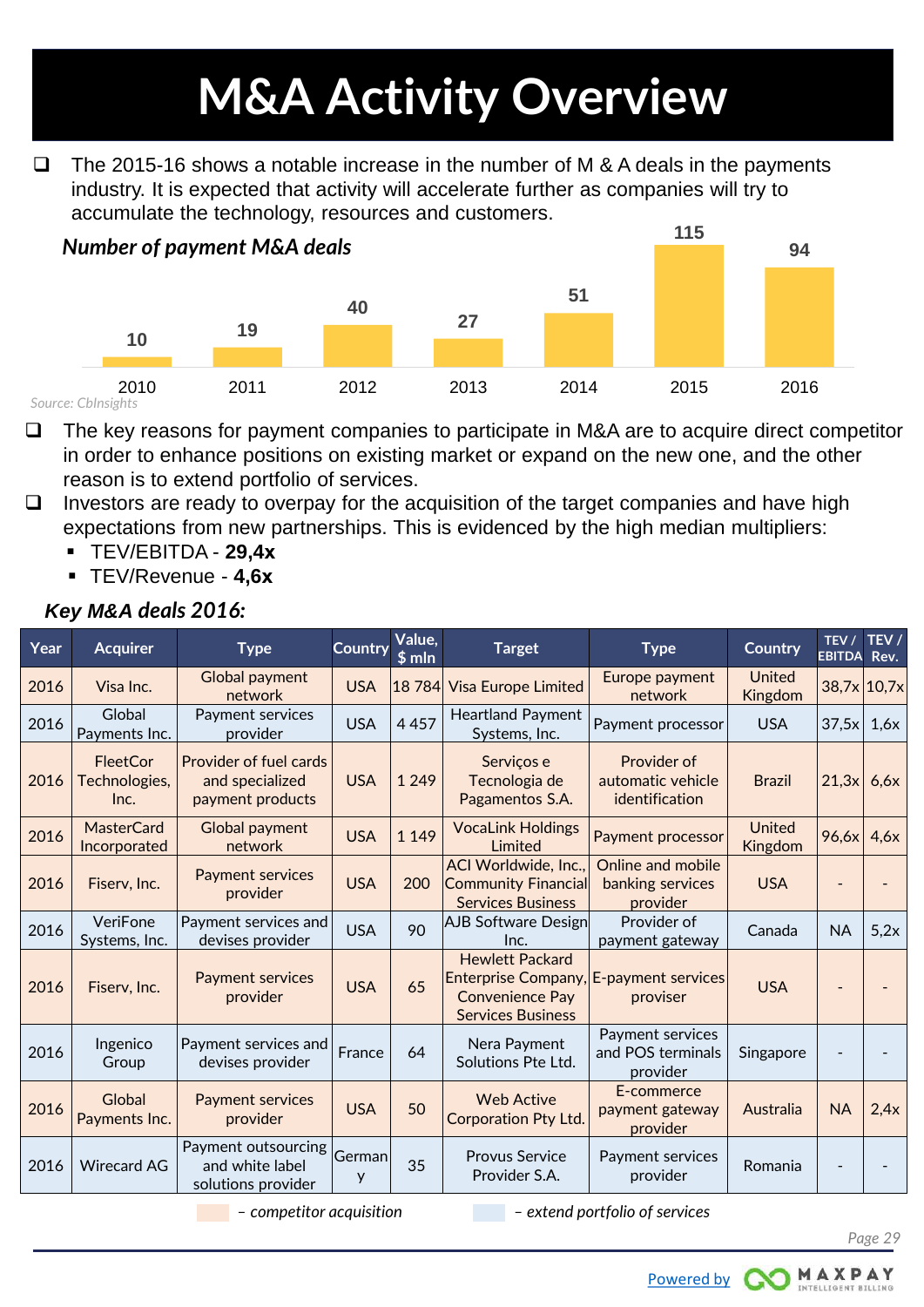# M&A Activity Overview

- The 2015-16 shows a notable increase in the number of M & A deals in the payments industry. It is expected that activity will accelerate further as companies will try to accumulate the technology, resources and customers.

***Number of payment M&A deals***

| Year | 2010 | 2011 | 2012 | 2013 | 2014 | 2015 | 2016 |
|---|---|---|---|---|---|---|---|
| Deals | 10 | 19 | 40 | 27 | 51 | 115 | 94 |

*Source: CbInsights*

- The key reasons for payment companies to participate in M&A are to acquire direct competitor in order to enhance positions on existing market or expand on the new one, and the other reason is to extend portfolio of services.
- Investors are ready to overpay for the acquisition of the target companies and have high expectations from new partnerships. This is evidenced by the high median multipliers:
  - TEV/EBITDA - **29,4x**
  - TEV/Revenue - **4,6x**

***Key M&A deals 2016:***

| Year | Acquirer | Type | Country | Value, $ mln | Target | Type | Country | TEV / EBITDA | TEV / Rev. |
|---|---|---|---|---|---|---|---|---|---|
| 2016 | Visa Inc. | Global payment network | USA | 18 784 | Visa Europe Limited | Europe payment network | United Kingdom | 38,7x | 10,7x |
| 2016 | Global Payments Inc. | Payment services provider | USA | 4 457 | Heartland Payment Systems, Inc. | Payment processor | USA | 37,5x | 1,6x |
| 2016 | FleetCor Technologies, Inc. | Provider of fuel cards and specialized payment products | USA | 1 249 | Serviços e Tecnologia de Pagamentos S.A. | Provider of automatic vehicle identification | Brazil | 21,3x | 6,6x |
| 2016 | MasterCard Incorporated | Global payment network | USA | 1 149 | VocaLink Holdings Limited | Payment processor | United Kingdom | 96,6x | 4,6x |
| 2016 | Fiserv, Inc. | Payment services provider | USA | 200 | ACI Worldwide, Inc., Community Financial Services Business | Online and mobile banking services provider | USA | - | - |
| 2016 | VeriFone Systems, Inc. | Payment services and devises provider | USA | 90 | AJB Software Design Inc. | Provider of payment gateway | Canada | NA | 5,2x |
| 2016 | Fiserv, Inc. | Payment services provider | USA | 65 | Hewlett Packard Enterprise Company, Convenience Pay Services Business | E-payment services proviser | USA | - | - |
| 2016 | Ingenico Group | Payment services and devises provider | France | 64 | Nera Payment Solutions Pte Ltd. | Payment services and POS terminals provider | Singapore | - | - |
| 2016 | Global Payments Inc. | Payment services provider | USA | 50 | Web Active Corporation Pty Ltd. | E-commerce payment gateway provider | Australia | NA | 2,4x |
| 2016 | Wirecard AG | Payment outsourcing and white label solutions provider | Germany | 35 | Provus Service Provider S.A. | Payment services provider | Romania | - | - |

*– competitor acquisition* *– extend portfolio of services*

Powered by MAXPAY INTELLIGENT BILLING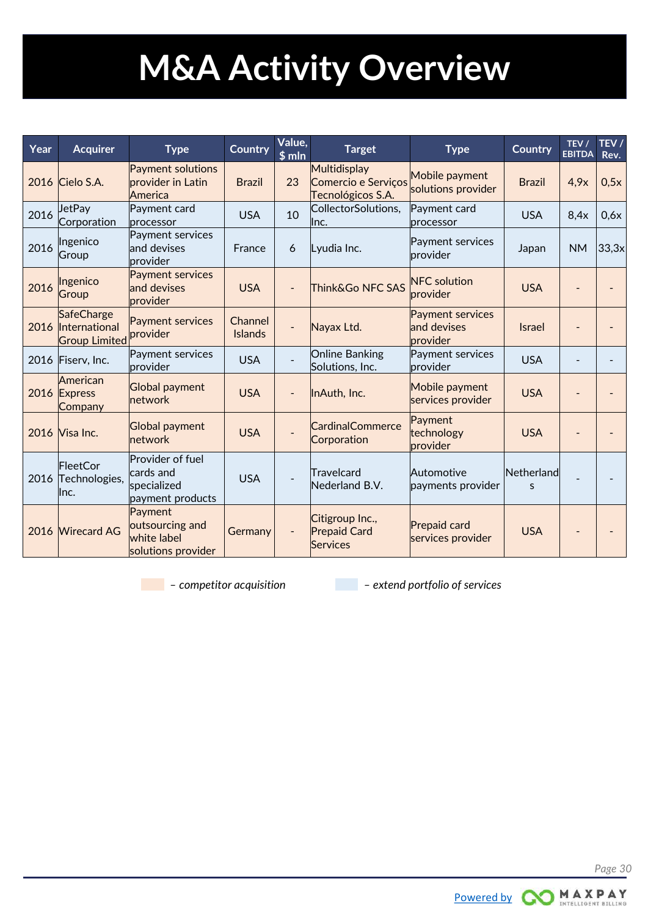# M&A Activity Overview

| Year | Acquirer | Type | Country | Value, $ mln | Target | Type | Country | TEV / EBITDA | TEV / Rev. |
|---|---|---|---|---|---|---|---|---|---|
| 2016 | Cielo S.A. | Payment solutions provider in Latin America | Brazil | 23 | Multidisplay Comercio e Serviços Tecnológicos S.A. | Mobile payment solutions provider | Brazil | 4,9x | 0,5x |
| 2016 | JetPay Corporation | Payment card processor | USA | 10 | CollectorSolutions, Inc. | Payment card processor | USA | 8,4x | 0,6x |
| 2016 | Ingenico Group | Payment services and devises provider | France | 6 | Lyudia Inc. | Payment services provider | Japan | NM | 33,3x |
| 2016 | Ingenico Group | Payment services and devises provider | USA | - | Think&Go NFC SAS | NFC solution provider | USA | - | - |
| 2016 | SafeCharge International Group Limited | Payment services provider | Channel Islands | - | Nayax Ltd. | Payment services and devises provider | Israel | - | - |
| 2016 | Fiserv, Inc. | Payment services provider | USA | - | Online Banking Solutions, Inc. | Payment services provider | USA | - | - |
| 2016 | American Express Company | Global payment network | USA | - | InAuth, Inc. | Mobile payment services provider | USA | - | - |
| 2016 | Visa Inc. | Global payment network | USA | - | CardinalCommerce Corporation | Payment technology provider | USA | - | - |
| 2016 | FleetCor Technologies, Inc. | Provider of fuel cards and specialized payment products | USA | - | Travelcard Nederland B.V. | Automotive payments provider | Netherlands | - | - |
| 2016 | Wirecard AG | Payment outsourcing and white label solutions provider | Germany | - | Citigroup Inc., Prepaid Card Services | Prepaid card services provider | USA | - | - |

*– competitor acquisition* *– extend portfolio of services*

Powered by MAXPAY INTELLIGENT BILLING